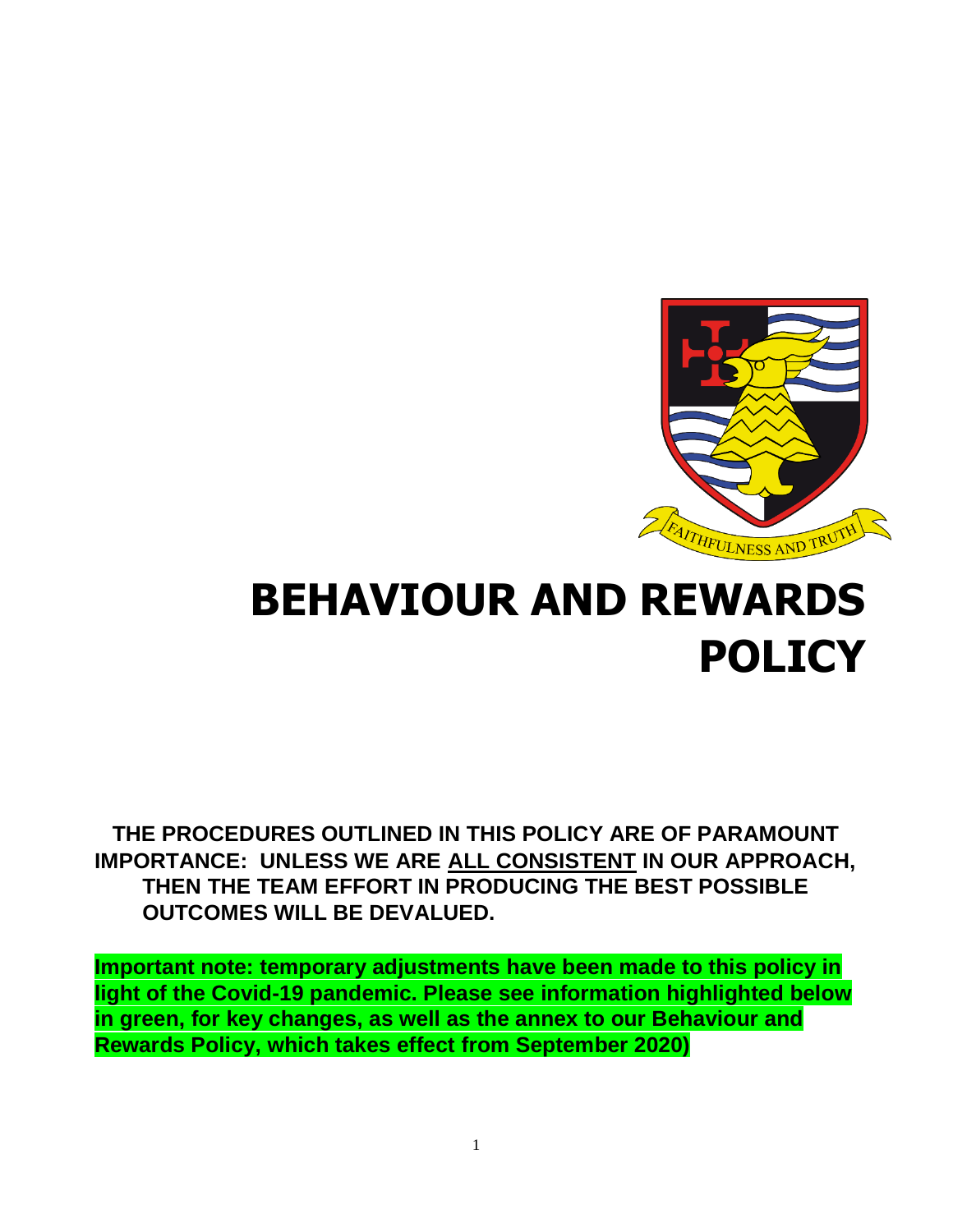FAITHFULNESS AND TRUTH

# BEHAVIOUR AND REWARDS POLICY

**THE PROCEDURES OUTLINED IN THIS POLICY ARE OF PARAMOUNT IMPORTANCE: UNLESS WE ARE ALL CONSISTENT IN OUR APPROACH, THEN THE TEAM EFFORT IN PRODUCING THE BEST POSSIBLE OUTCOMES WILL BE DEVALUED.**

**Important note: temporary adjustments have been made to this policy in light of the Covid-19 pandemic. Please see information highlighted below in green, for key changes, as well as the annex to our Behaviour and Rewards Policy, which takes effect from September 2020)**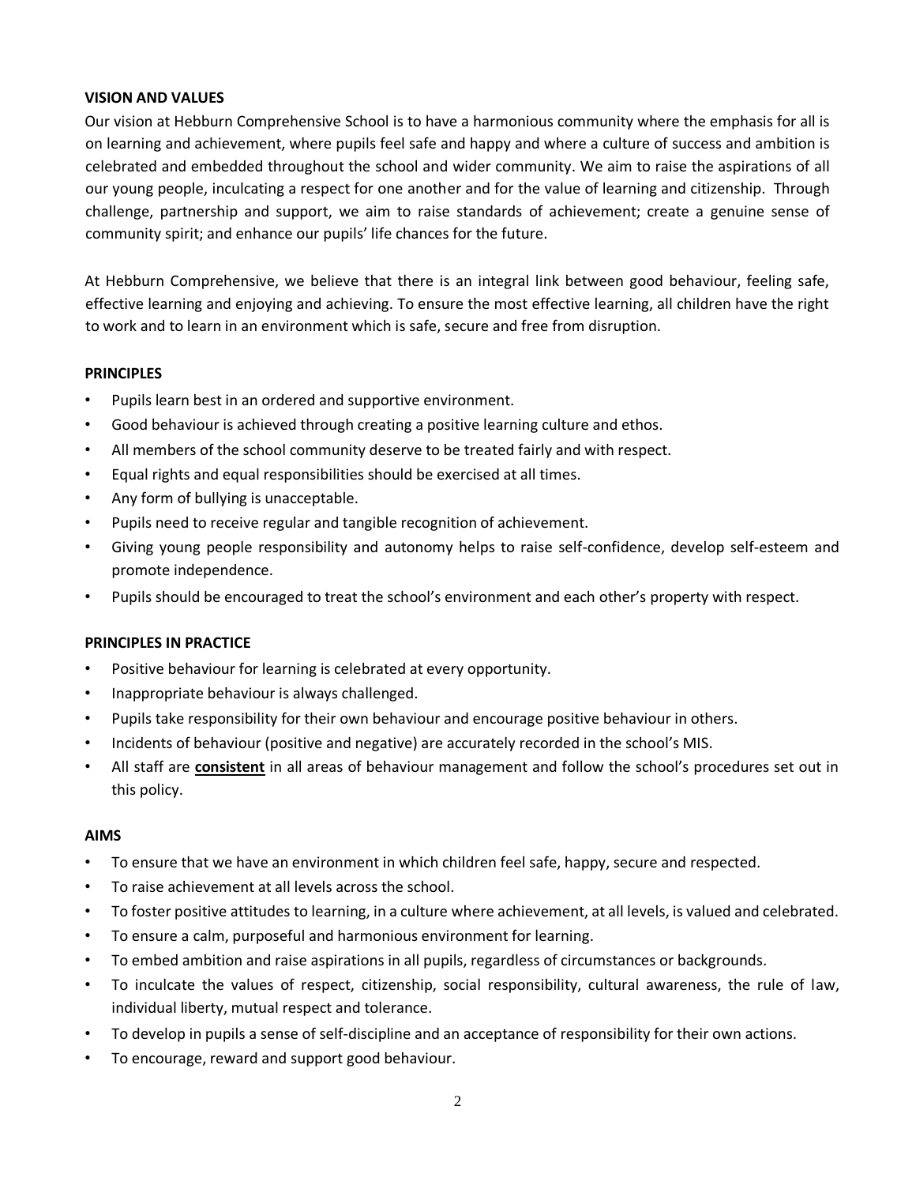**VISION AND VALUES**

Our vision at Hebburn Comprehensive School is to have a harmonious community where the emphasis for all is on learning and achievement, where pupils feel safe and happy and where a culture of success and ambition is celebrated and embedded throughout the school and wider community. We aim to raise the aspirations of all our young people, inculcating a respect for one another and for the value of learning and citizenship. Through challenge, partnership and support, we aim to raise standards of achievement; create a genuine sense of community spirit; and enhance our pupils' life chances for the future.

At Hebburn Comprehensive, we believe that there is an integral link between good behaviour, feeling safe, effective learning and enjoying and achieving. To ensure the most effective learning, all children have the right to work and to learn in an environment which is safe, secure and free from disruption.

**PRINCIPLES**

- Pupils learn best in an ordered and supportive environment.
- Good behaviour is achieved through creating a positive learning culture and ethos.
- All members of the school community deserve to be treated fairly and with respect.
- Equal rights and equal responsibilities should be exercised at all times.
- Any form of bullying is unacceptable.
- Pupils need to receive regular and tangible recognition of achievement.
- Giving young people responsibility and autonomy helps to raise self-confidence, develop self-esteem and promote independence.
- Pupils should be encouraged to treat the school's environment and each other's property with respect.

**PRINCIPLES IN PRACTICE**

- Positive behaviour for learning is celebrated at every opportunity.
- Inappropriate behaviour is always challenged.
- Pupils take responsibility for their own behaviour and encourage positive behaviour in others.
- Incidents of behaviour (positive and negative) are accurately recorded in the school's MIS.
- All staff are **consistent** in all areas of behaviour management and follow the school's procedures set out in this policy.

**AIMS**

- To ensure that we have an environment in which children feel safe, happy, secure and respected.
- To raise achievement at all levels across the school.
- To foster positive attitudes to learning, in a culture where achievement, at all levels, is valued and celebrated.
- To ensure a calm, purposeful and harmonious environment for learning.
- To embed ambition and raise aspirations in all pupils, regardless of circumstances or backgrounds.
- To inculcate the values of respect, citizenship, social responsibility, cultural awareness, the rule of law, individual liberty, mutual respect and tolerance.
- To develop in pupils a sense of self-discipline and an acceptance of responsibility for their own actions.
- To encourage, reward and support good behaviour.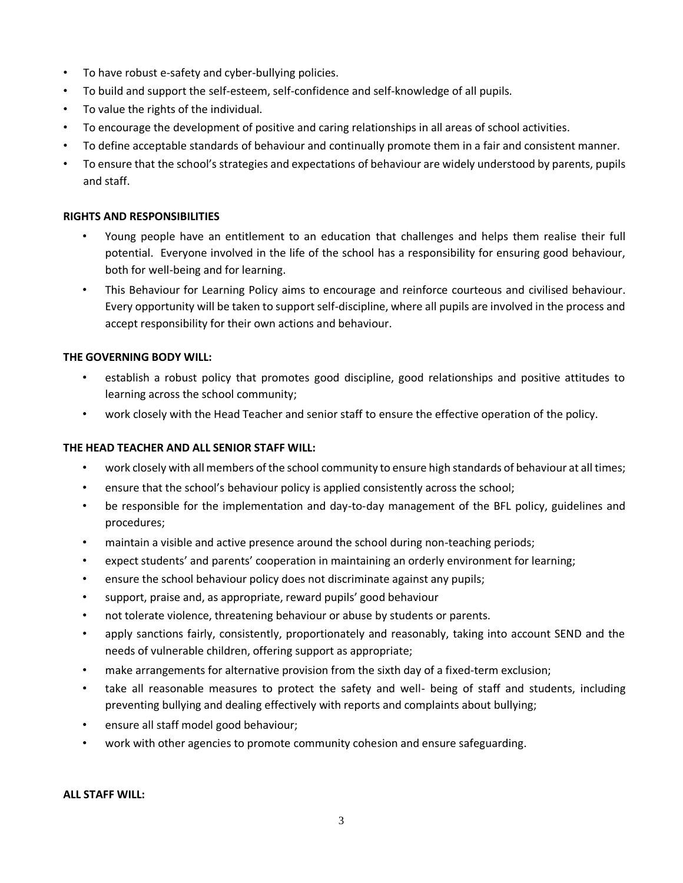- To have robust e-safety and cyber-bullying policies.
- To build and support the self-esteem, self-confidence and self-knowledge of all pupils.
- To value the rights of the individual.
- To encourage the development of positive and caring relationships in all areas of school activities.
- To define acceptable standards of behaviour and continually promote them in a fair and consistent manner.
- To ensure that the school's strategies and expectations of behaviour are widely understood by parents, pupils and staff.

**RIGHTS AND RESPONSIBILITIES**

- Young people have an entitlement to an education that challenges and helps them realise their full potential. Everyone involved in the life of the school has a responsibility for ensuring good behaviour, both for well-being and for learning.
- This Behaviour for Learning Policy aims to encourage and reinforce courteous and civilised behaviour. Every opportunity will be taken to support self-discipline, where all pupils are involved in the process and accept responsibility for their own actions and behaviour.

**THE GOVERNING BODY WILL:**

- establish a robust policy that promotes good discipline, good relationships and positive attitudes to learning across the school community;
- work closely with the Head Teacher and senior staff to ensure the effective operation of the policy.

**THE HEAD TEACHER AND ALL SENIOR STAFF WILL:**

- work closely with all members of the school community to ensure high standards of behaviour at all times;
- ensure that the school's behaviour policy is applied consistently across the school;
- be responsible for the implementation and day-to-day management of the BFL policy, guidelines and procedures;
- maintain a visible and active presence around the school during non-teaching periods;
- expect students' and parents' cooperation in maintaining an orderly environment for learning;
- ensure the school behaviour policy does not discriminate against any pupils;
- support, praise and, as appropriate, reward pupils' good behaviour
- not tolerate violence, threatening behaviour or abuse by students or parents.
- apply sanctions fairly, consistently, proportionately and reasonably, taking into account SEND and the needs of vulnerable children, offering support as appropriate;
- make arrangements for alternative provision from the sixth day of a fixed-term exclusion;
- take all reasonable measures to protect the safety and well- being of staff and students, including preventing bullying and dealing effectively with reports and complaints about bullying;
- ensure all staff model good behaviour;
- work with other agencies to promote community cohesion and ensure safeguarding.

**ALL STAFF WILL:**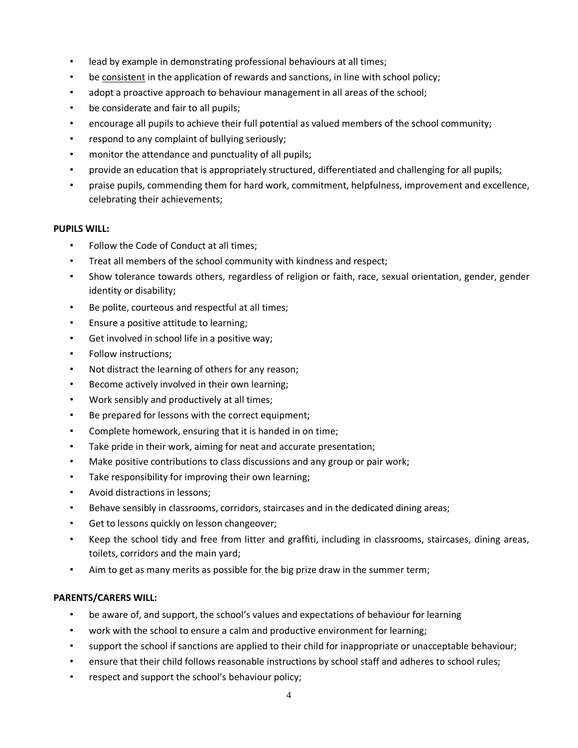- lead by example in demonstrating professional behaviours at all times;
- be <u>consistent</u> in the application of rewards and sanctions, in line with school policy;
- adopt a proactive approach to behaviour management in all areas of the school;
- be considerate and fair to all pupils;
- encourage all pupils to achieve their full potential as valued members of the school community;
- respond to any complaint of bullying seriously;
- monitor the attendance and punctuality of all pupils;
- provide an education that is appropriately structured, differentiated and challenging for all pupils;
- praise pupils, commending them for hard work, commitment, helpfulness, improvement and excellence, celebrating their achievements;

**PUPILS WILL:**

- Follow the Code of Conduct at all times;
- Treat all members of the school community with kindness and respect;
- Show tolerance towards others, regardless of religion or faith, race, sexual orientation, gender, gender identity or disability;
- Be polite, courteous and respectful at all times;
- Ensure a positive attitude to learning;
- Get involved in school life in a positive way;
- Follow instructions;
- Not distract the learning of others for any reason;
- Become actively involved in their own learning;
- Work sensibly and productively at all times;
- Be prepared for lessons with the correct equipment;
- Complete homework, ensuring that it is handed in on time;
- Take pride in their work, aiming for neat and accurate presentation;
- Make positive contributions to class discussions and any group or pair work;
- Take responsibility for improving their own learning;
- Avoid distractions in lessons;
- Behave sensibly in classrooms, corridors, staircases and in the dedicated dining areas;
- Get to lessons quickly on lesson changeover;
- Keep the school tidy and free from litter and graffiti, including in classrooms, staircases, dining areas, toilets, corridors and the main yard;
- Aim to get as many merits as possible for the big prize draw in the summer term;

**PARENTS/CARERS WILL:**

- be aware of, and support, the school's values and expectations of behaviour for learning
- work with the school to ensure a calm and productive environment for learning;
- support the school if sanctions are applied to their child for inappropriate or unacceptable behaviour;
- ensure that their child follows reasonable instructions by school staff and adheres to school rules;
- respect and support the school's behaviour policy;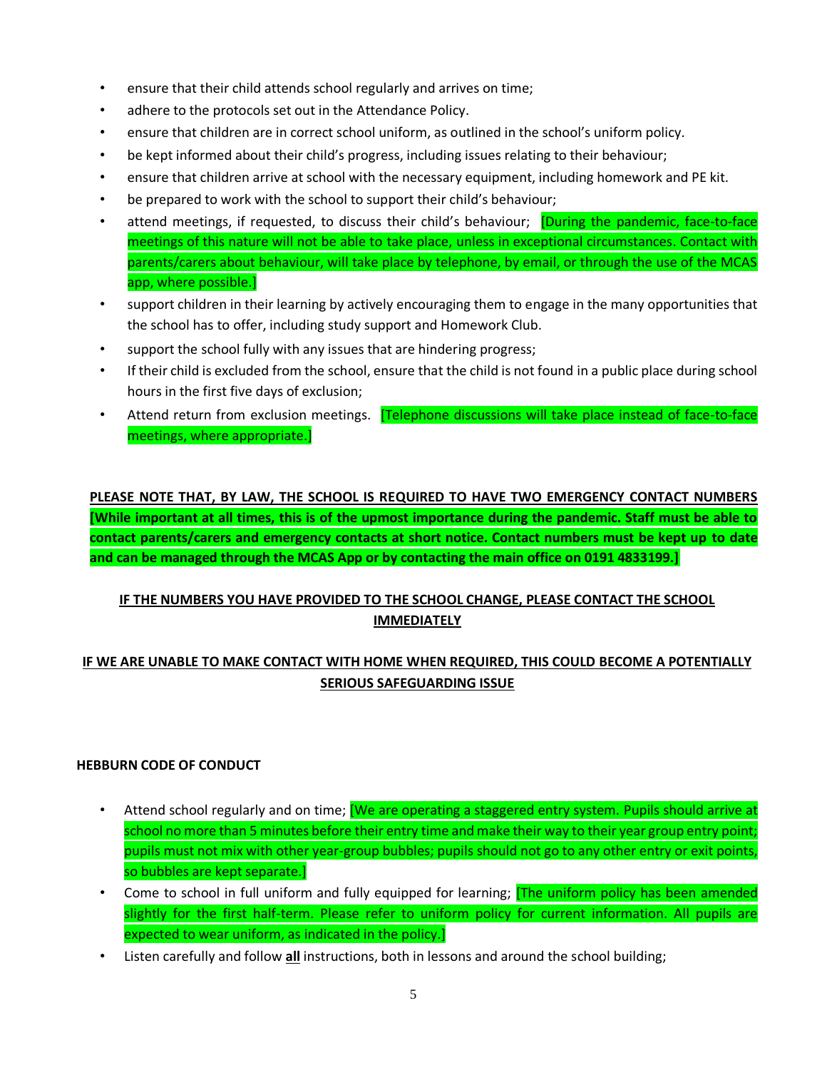- ensure that their child attends school regularly and arrives on time;
- adhere to the protocols set out in the Attendance Policy.
- ensure that children are in correct school uniform, as outlined in the school's uniform policy.
- be kept informed about their child's progress, including issues relating to their behaviour;
- ensure that children arrive at school with the necessary equipment, including homework and PE kit.
- be prepared to work with the school to support their child's behaviour;
- attend meetings, if requested, to discuss their child's behaviour; [During the pandemic, face-to-face meetings of this nature will not be able to take place, unless in exceptional circumstances. Contact with parents/carers about behaviour, will take place by telephone, by email, or through the use of the MCAS app, where possible.]
- support children in their learning by actively encouraging them to engage in the many opportunities that the school has to offer, including study support and Homework Club.
- support the school fully with any issues that are hindering progress;
- If their child is excluded from the school, ensure that the child is not found in a public place during school hours in the first five days of exclusion;
- Attend return from exclusion meetings. [Telephone discussions will take place instead of face-to-face meetings, where appropriate.]

**PLEASE NOTE THAT, BY LAW, THE SCHOOL IS REQUIRED TO HAVE TWO EMERGENCY CONTACT NUMBERS [While important at all times, this is of the upmost importance during the pandemic. Staff must be able to contact parents/carers and emergency contacts at short notice. Contact numbers must be kept up to date and can be managed through the MCAS App or by contacting the main office on 0191 4833199.]**

**IF THE NUMBERS YOU HAVE PROVIDED TO THE SCHOOL CHANGE, PLEASE CONTACT THE SCHOOL IMMEDIATELY**

**IF WE ARE UNABLE TO MAKE CONTACT WITH HOME WHEN REQUIRED, THIS COULD BECOME A POTENTIALLY SERIOUS SAFEGUARDING ISSUE**

**HEBBURN CODE OF CONDUCT**

- Attend school regularly and on time; [We are operating a staggered entry system. Pupils should arrive at school no more than 5 minutes before their entry time and make their way to their year group entry point; pupils must not mix with other year-group bubbles; pupils should not go to any other entry or exit points, so bubbles are kept separate.]
- Come to school in full uniform and fully equipped for learning; [The uniform policy has been amended slightly for the first half-term. Please refer to uniform policy for current information. All pupils are expected to wear uniform, as indicated in the policy.]
- Listen carefully and follow **all** instructions, both in lessons and around the school building;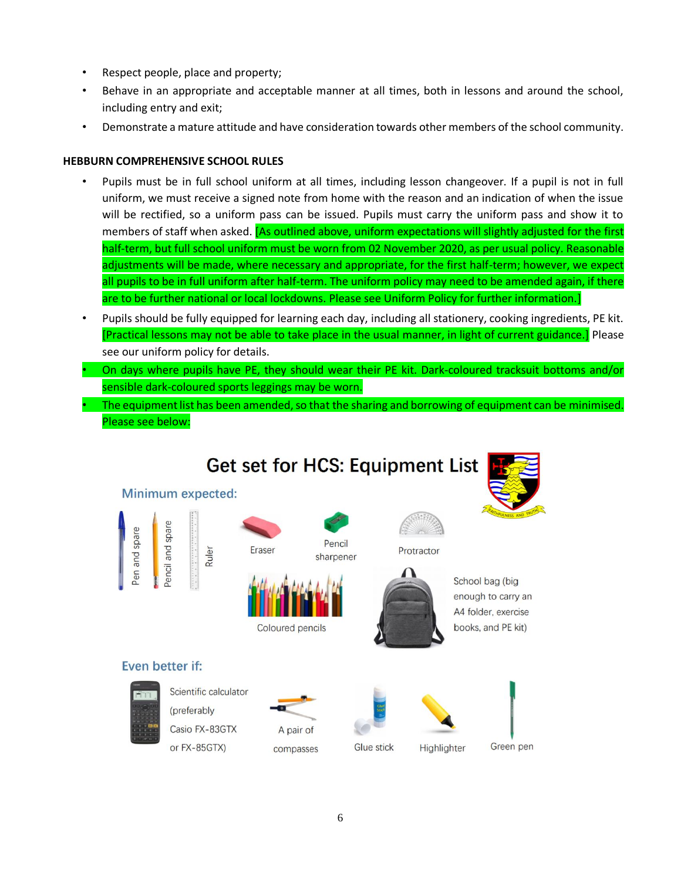- Respect people, place and property;
- Behave in an appropriate and acceptable manner at all times, both in lessons and around the school, including entry and exit;
- Demonstrate a mature attitude and have consideration towards other members of the school community.

**HEBBURN COMPREHENSIVE SCHOOL RULES**

- Pupils must be in full school uniform at all times, including lesson changeover. If a pupil is not in full uniform, we must receive a signed note from home with the reason and an indication of when the issue will be rectified, so a uniform pass can be issued. Pupils must carry the uniform pass and show it to members of staff when asked. [As outlined above, uniform expectations will slightly adjusted for the first half-term, but full school uniform must be worn from 02 November 2020, as per usual policy. Reasonable adjustments will be made, where necessary and appropriate, for the first half-term; however, we expect all pupils to be in full uniform after half-term. The uniform policy may need to be amended again, if there are to be further national or local lockdowns. Please see Uniform Policy for further information.]
- Pupils should be fully equipped for learning each day, including all stationery, cooking ingredients, PE kit. [Practical lessons may not be able to take place in the usual manner, in light of current guidance.] Please see our uniform policy for details.
- On days where pupils have PE, they should wear their PE kit. Dark-coloured tracksuit bottoms and/or sensible dark-coloured sports leggings may be worn.
- The equipment list has been amended, so that the sharing and borrowing of equipment can be minimised. Please see below:

## Get set for HCS: Equipment List

FAITHFULNESS AND TRUTH

### Minimum expected:

- Pen and spare
- Pencil and spare
- Ruler
- Eraser
- Pencil sharpener
- Protractor
- Coloured pencils
- School bag (big enough to carry an A4 folder, exercise books, and PE kit)

### Even better if:

- Scientific calculator (preferably Casio FX-83GTX or FX-85GTX)
- A pair of compasses
- Glue stick
- Highlighter
- Green pen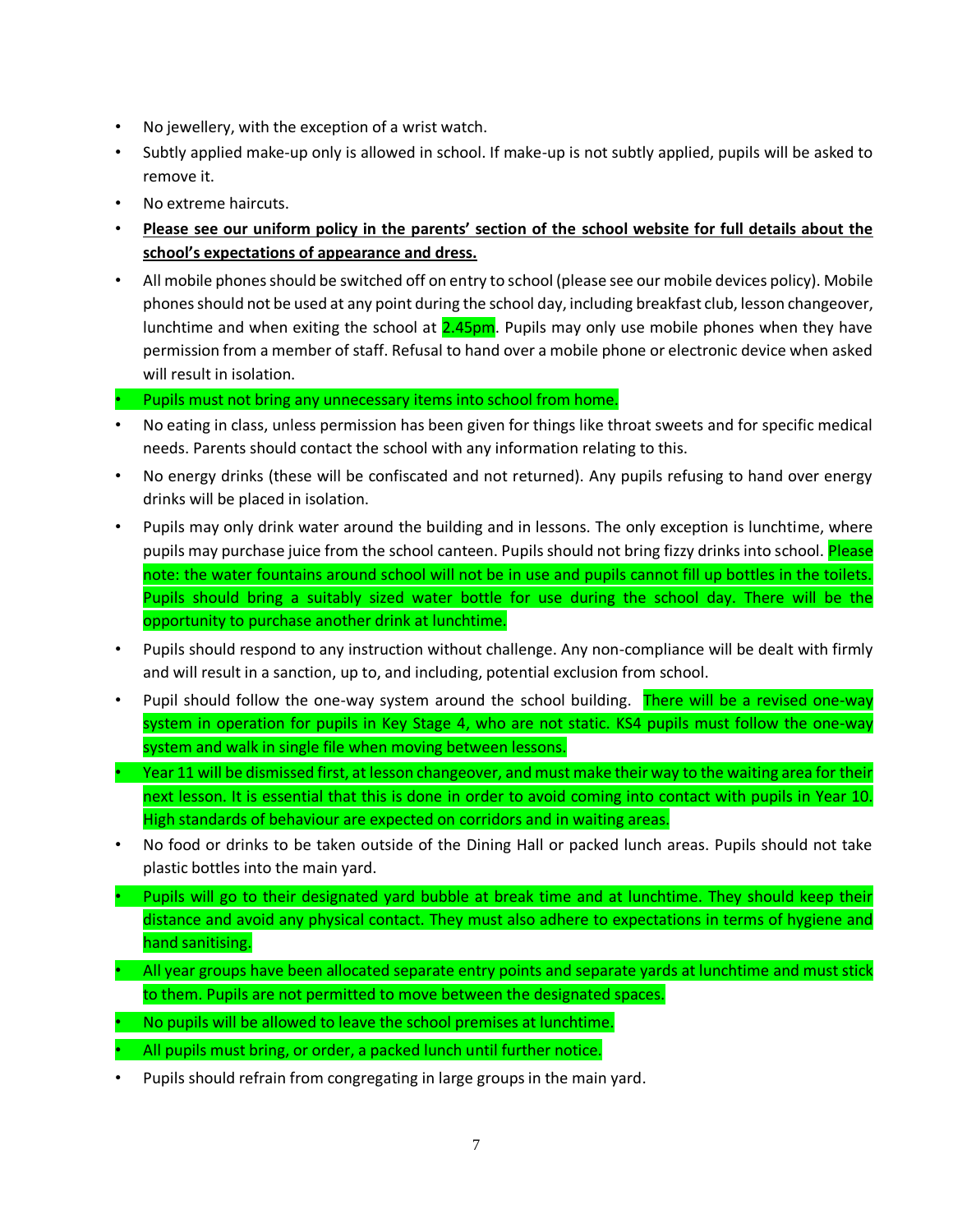- No jewellery, with the exception of a wrist watch.
- Subtly applied make-up only is allowed in school. If make-up is not subtly applied, pupils will be asked to remove it.
- No extreme haircuts.
- **<u>Please see our uniform policy in the parents' section of the school website for full details about the school's expectations of appearance and dress.</u>**
- All mobile phones should be switched off on entry to school (please see our mobile devices policy). Mobile phones should not be used at any point during the school day, including breakfast club, lesson changeover, lunchtime and when exiting the school at 2.45pm. Pupils may only use mobile phones when they have permission from a member of staff. Refusal to hand over a mobile phone or electronic device when asked will result in isolation.
- Pupils must not bring any unnecessary items into school from home.
- No eating in class, unless permission has been given for things like throat sweets and for specific medical needs. Parents should contact the school with any information relating to this.
- No energy drinks (these will be confiscated and not returned). Any pupils refusing to hand over energy drinks will be placed in isolation.
- Pupils may only drink water around the building and in lessons. The only exception is lunchtime, where pupils may purchase juice from the school canteen. Pupils should not bring fizzy drinks into school. Please note: the water fountains around school will not be in use and pupils cannot fill up bottles in the toilets. Pupils should bring a suitably sized water bottle for use during the school day. There will be the opportunity to purchase another drink at lunchtime.
- Pupils should respond to any instruction without challenge. Any non-compliance will be dealt with firmly and will result in a sanction, up to, and including, potential exclusion from school.
- Pupil should follow the one-way system around the school building. There will be a revised one-way system in operation for pupils in Key Stage 4, who are not static. KS4 pupils must follow the one-way system and walk in single file when moving between lessons.
- Year 11 will be dismissed first, at lesson changeover, and must make their way to the waiting area for their next lesson. It is essential that this is done in order to avoid coming into contact with pupils in Year 10. High standards of behaviour are expected on corridors and in waiting areas.
- No food or drinks to be taken outside of the Dining Hall or packed lunch areas. Pupils should not take plastic bottles into the main yard.
- Pupils will go to their designated yard bubble at break time and at lunchtime. They should keep their distance and avoid any physical contact. They must also adhere to expectations in terms of hygiene and hand sanitising.
- All year groups have been allocated separate entry points and separate yards at lunchtime and must stick to them. Pupils are not permitted to move between the designated spaces.
- No pupils will be allowed to leave the school premises at lunchtime.
- All pupils must bring, or order, a packed lunch until further notice.
- Pupils should refrain from congregating in large groups in the main yard.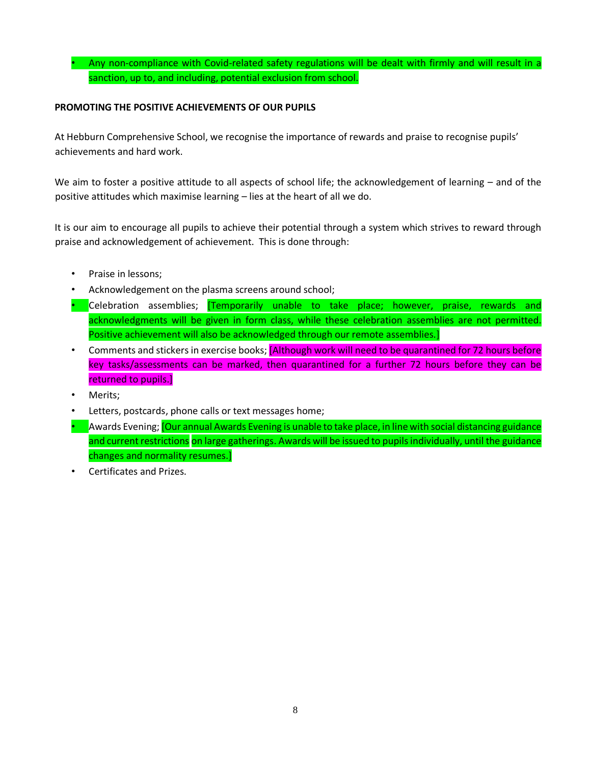- Any non-compliance with Covid-related safety regulations will be dealt with firmly and will result in a sanction, up to, and including, potential exclusion from school.

**PROMOTING THE POSITIVE ACHIEVEMENTS OF OUR PUPILS**

At Hebburn Comprehensive School, we recognise the importance of rewards and praise to recognise pupils' achievements and hard work.

We aim to foster a positive attitude to all aspects of school life; the acknowledgement of learning – and of the positive attitudes which maximise learning – lies at the heart of all we do.

It is our aim to encourage all pupils to achieve their potential through a system which strives to reward through praise and acknowledgement of achievement. This is done through:

- Praise in lessons;
- Acknowledgement on the plasma screens around school;
- Celebration assemblies; [Temporarily unable to take place; however, praise, rewards and acknowledgments will be given in form class, while these celebration assemblies are not permitted. Positive achievement will also be acknowledged through our remote assemblies.]
- Comments and stickers in exercise books; [Although work will need to be quarantined for 72 hours before key tasks/assessments can be marked, then quarantined for a further 72 hours before they can be returned to pupils.]
- Merits;
- Letters, postcards, phone calls or text messages home;
- Awards Evening; [Our annual Awards Evening is unable to take place, in line with social distancing guidance and current restrictions on large gatherings. Awards will be issued to pupils individually, until the guidance changes and normality resumes.]
- Certificates and Prizes.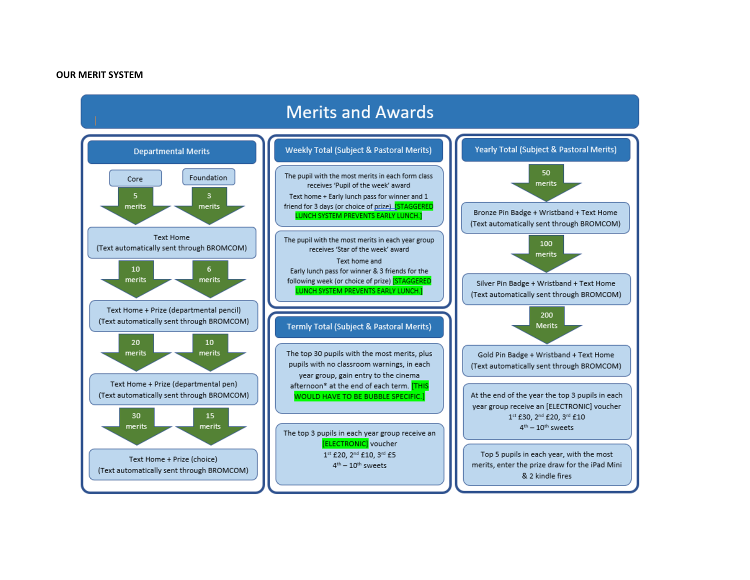**OUR MERIT SYSTEM**

# Merits and Awards

## Departmental Merits

Core / Foundation

5 merits / 3 merits

Text Home
(Text automatically sent through BROMCOM)

10 merits / 6 merits

Text Home + Prize (departmental pencil)
(Text automatically sent through BROMCOM)

20 merits / 10 merits

Text Home + Prize (departmental pen)
(Text automatically sent through BROMCOM)

30 merits / 15 merits

Text Home + Prize (choice)
(Text automatically sent through BROMCOM)

## Weekly Total (Subject & Pastoral Merits)

The pupil with the most merits in each form class receives 'Pupil of the week' award

Text home + Early lunch pass for winner and 1 friend for 3 days (or choice of prize) [STAGGERED LUNCH SYSTEM PREVENTS EARLY LUNCH.]

The pupil with the most merits in each year group receives 'Star of the week' award

Text home and

Early lunch pass for winner & 3 friends for the following week (or choice of prize) [STAGGERED LUNCH SYSTEM PREVENTS EARLY LUNCH.]

## Termly Total (Subject & Pastoral Merits)

The top 30 pupils with the most merits, plus pupils with no classroom warnings, in each year group, gain entry to the cinema afternoon* at the end of each term. [THIS WOULD HAVE TO BE BUBBLE SPECIFIC.]

The top 3 pupils in each year group receive an [ELECTRONIC] voucher
1st £20, 2nd £10, 3rd £5
4th – 10th sweets

## Yearly Total (Subject & Pastoral Merits)

50 merits

Bronze Pin Badge + Wristband + Text Home
(Text automatically sent through BROMCOM)

100 merits

Silver Pin Badge + Wristband + Text Home
(Text automatically sent through BROMCOM)

200 Merits

Gold Pin Badge + Wristband + Text Home
(Text automatically sent through BROMCOM)

At the end of the year the top 3 pupils in each year group receive an [ELECTRONIC] voucher
1st £30, 2nd £20, 3rd £10
4th – 10th sweets

Top 5 pupils in each year, with the most merits, enter the prize draw for the iPad Mini & 2 kindle fires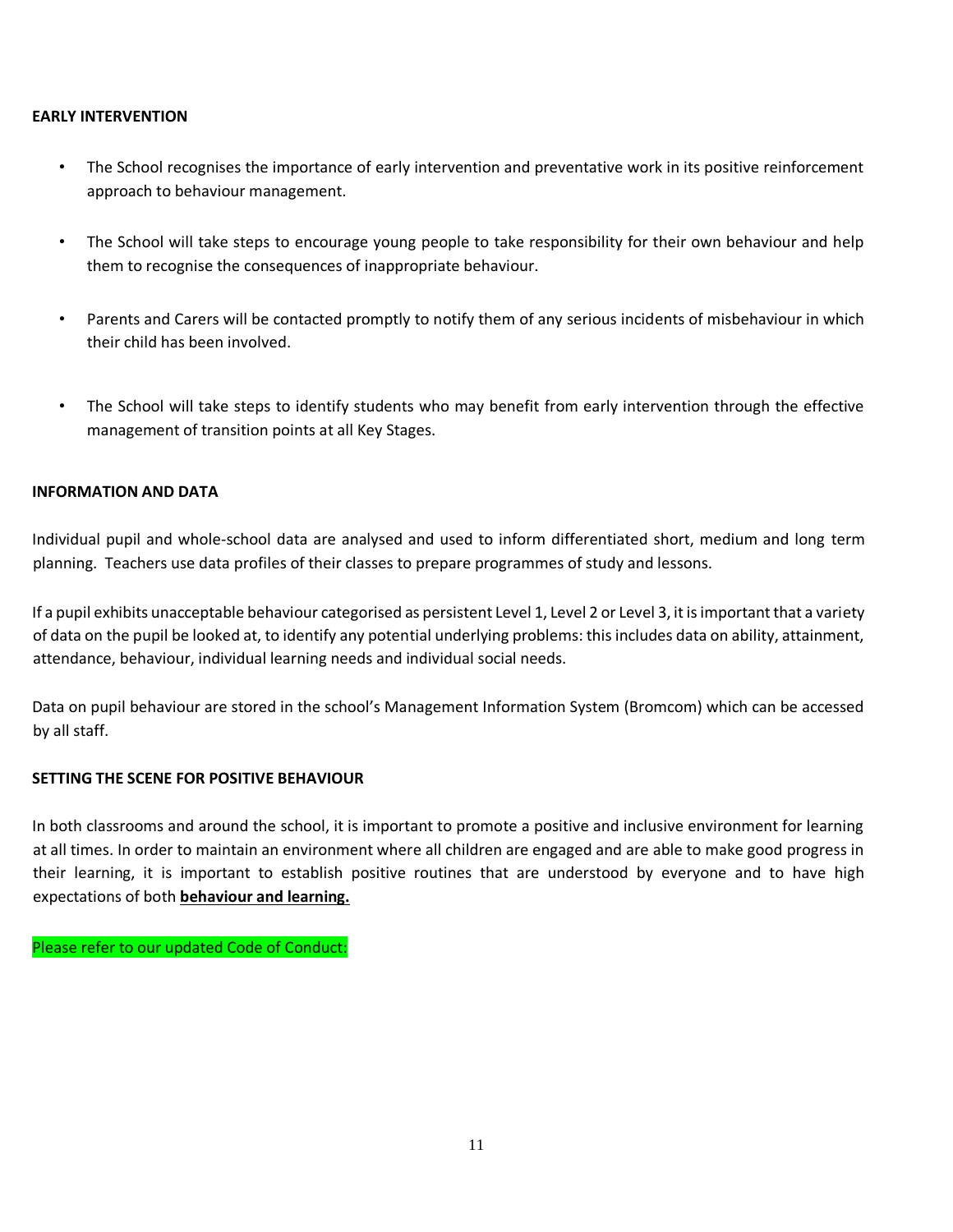**EARLY INTERVENTION**

- The School recognises the importance of early intervention and preventative work in its positive reinforcement approach to behaviour management.
- The School will take steps to encourage young people to take responsibility for their own behaviour and help them to recognise the consequences of inappropriate behaviour.
- Parents and Carers will be contacted promptly to notify them of any serious incidents of misbehaviour in which their child has been involved.
- The School will take steps to identify students who may benefit from early intervention through the effective management of transition points at all Key Stages.

**INFORMATION AND DATA**

Individual pupil and whole-school data are analysed and used to inform differentiated short, medium and long term planning. Teachers use data profiles of their classes to prepare programmes of study and lessons.

If a pupil exhibits unacceptable behaviour categorised as persistent Level 1, Level 2 or Level 3, it is important that a variety of data on the pupil be looked at, to identify any potential underlying problems: this includes data on ability, attainment, attendance, behaviour, individual learning needs and individual social needs.

Data on pupil behaviour are stored in the school's Management Information System (Bromcom) which can be accessed by all staff.

**SETTING THE SCENE FOR POSITIVE BEHAVIOUR**

In both classrooms and around the school, it is important to promote a positive and inclusive environment for learning at all times. In order to maintain an environment where all children are engaged and are able to make good progress in their learning, it is important to establish positive routines that are understood by everyone and to have high expectations of both **behaviour and learning.**

Please refer to our updated Code of Conduct: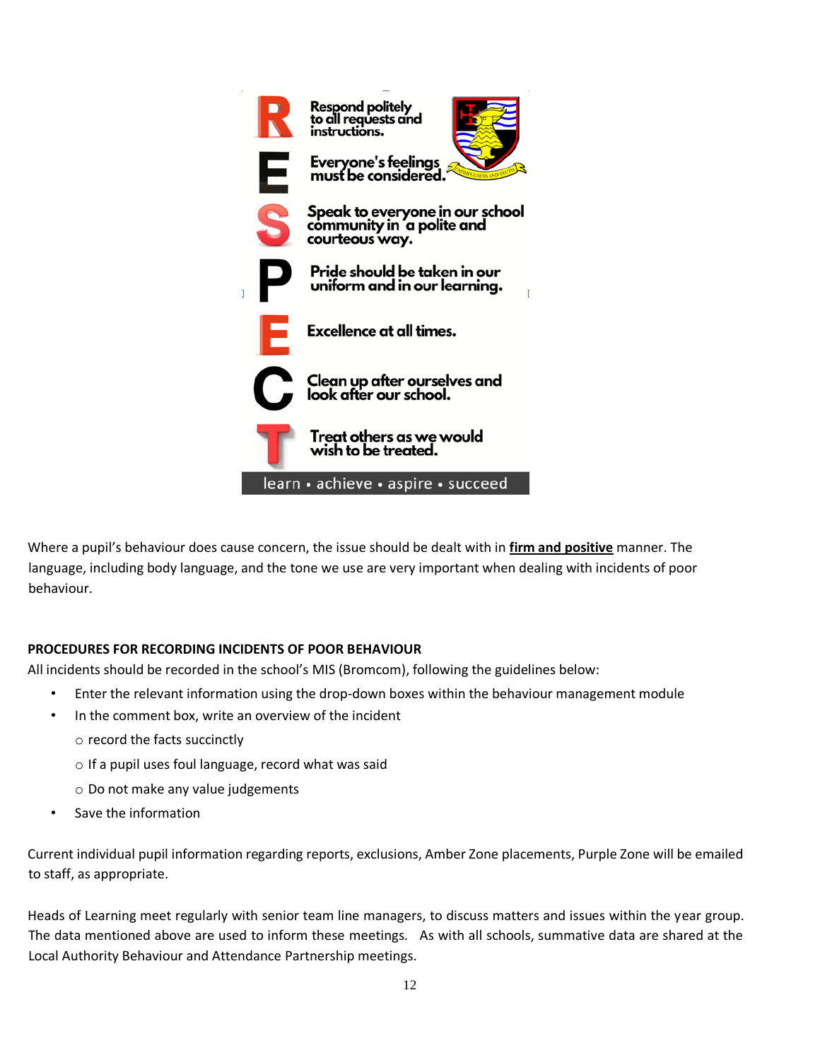**R** Respond politely to all requests and instructions.

**E** Everyone's feelings must be considered.

**S** Speak to everyone in our school community in a polite and courteous way.

**P** Pride should be taken in our uniform and in our learning.

**E** Excellence at all times.

**C** Clean up after ourselves and look after our school.

**T** Treat others as we would wish to be treated.

learn • achieve • aspire • succeed

Where a pupil's behaviour does cause concern, the issue should be dealt with in **firm and positive** manner. The language, including body language, and the tone we use are very important when dealing with incidents of poor behaviour.

**PROCEDURES FOR RECORDING INCIDENTS OF POOR BEHAVIOUR**

All incidents should be recorded in the school's MIS (Bromcom), following the guidelines below:

- Enter the relevant information using the drop-down boxes within the behaviour management module
- In the comment box, write an overview of the incident
  - record the facts succinctly
  - If a pupil uses foul language, record what was said
  - Do not make any value judgements
- Save the information

Current individual pupil information regarding reports, exclusions, Amber Zone placements, Purple Zone will be emailed to staff, as appropriate.

Heads of Learning meet regularly with senior team line managers, to discuss matters and issues within the year group. The data mentioned above are used to inform these meetings. As with all schools, summative data are shared at the Local Authority Behaviour and Attendance Partnership meetings.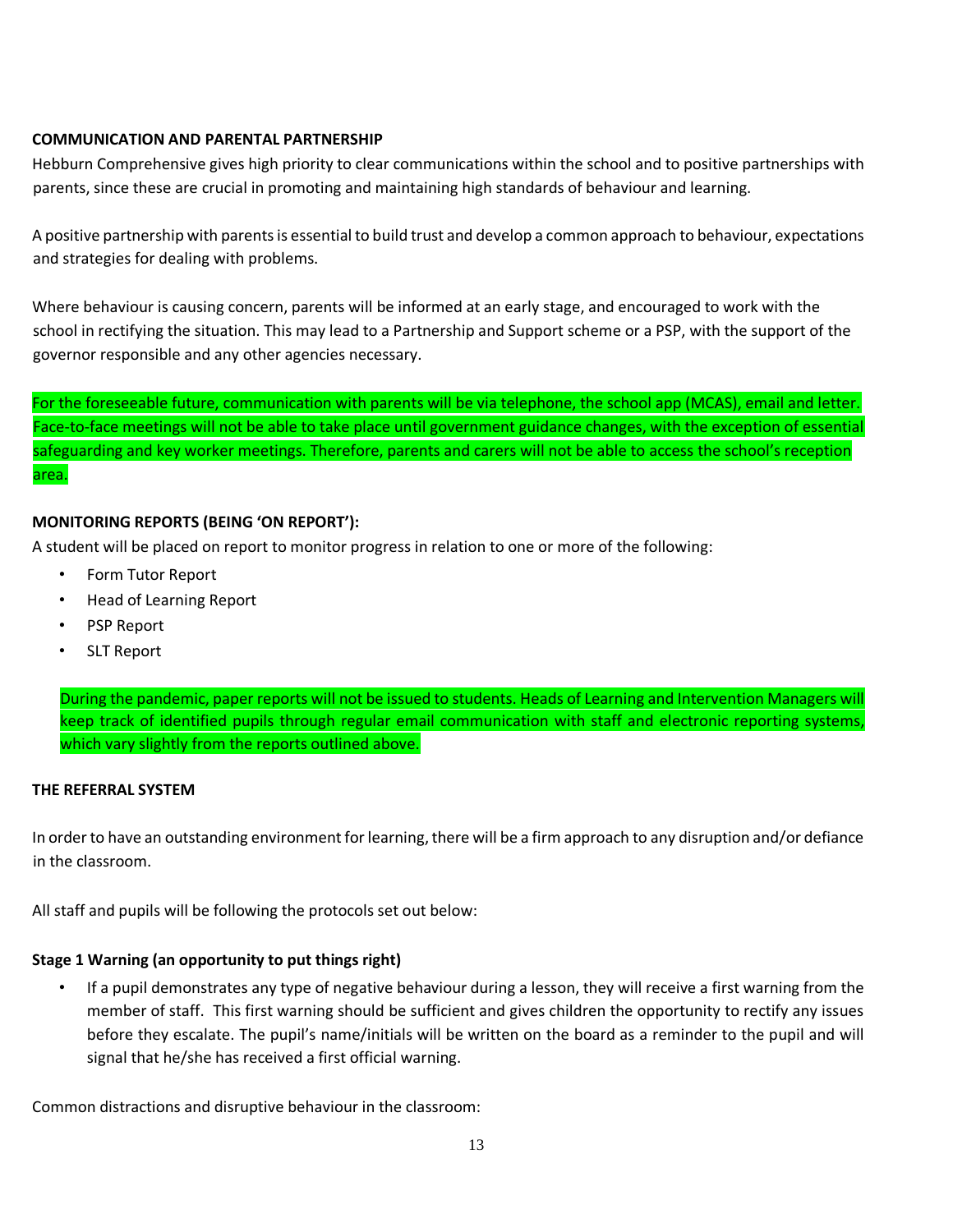**COMMUNICATION AND PARENTAL PARTNERSHIP**

Hebburn Comprehensive gives high priority to clear communications within the school and to positive partnerships with parents, since these are crucial in promoting and maintaining high standards of behaviour and learning.

A positive partnership with parents is essential to build trust and develop a common approach to behaviour, expectations and strategies for dealing with problems.

Where behaviour is causing concern, parents will be informed at an early stage, and encouraged to work with the school in rectifying the situation. This may lead to a Partnership and Support scheme or a PSP, with the support of the governor responsible and any other agencies necessary.

For the foreseeable future, communication with parents will be via telephone, the school app (MCAS), email and letter. Face-to-face meetings will not be able to take place until government guidance changes, with the exception of essential safeguarding and key worker meetings. Therefore, parents and carers will not be able to access the school's reception area.

**MONITORING REPORTS (BEING 'ON REPORT'):**

A student will be placed on report to monitor progress in relation to one or more of the following:

- Form Tutor Report
- Head of Learning Report
- PSP Report
- SLT Report

During the pandemic, paper reports will not be issued to students. Heads of Learning and Intervention Managers will keep track of identified pupils through regular email communication with staff and electronic reporting systems, which vary slightly from the reports outlined above.

**THE REFERRAL SYSTEM**

In order to have an outstanding environment for learning, there will be a firm approach to any disruption and/or defiance in the classroom.

All staff and pupils will be following the protocols set out below:

**Stage 1 Warning (an opportunity to put things right)**

- If a pupil demonstrates any type of negative behaviour during a lesson, they will receive a first warning from the member of staff. This first warning should be sufficient and gives children the opportunity to rectify any issues before they escalate. The pupil's name/initials will be written on the board as a reminder to the pupil and will signal that he/she has received a first official warning.

Common distractions and disruptive behaviour in the classroom: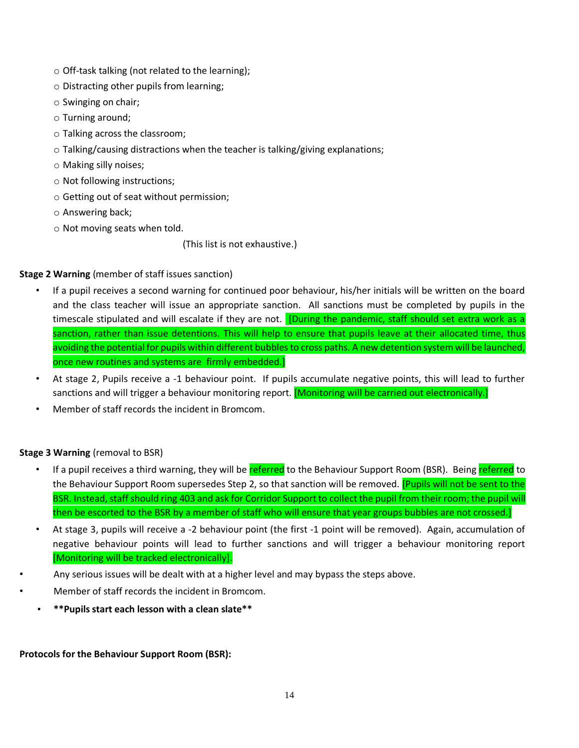- o Off-task talking (not related to the learning);
- o Distracting other pupils from learning;
- o Swinging on chair;
- o Turning around;
- o Talking across the classroom;
- o Talking/causing distractions when the teacher is talking/giving explanations;
- o Making silly noises;
- o Not following instructions;
- o Getting out of seat without permission;
- o Answering back;
- o Not moving seats when told.

(This list is not exhaustive.)

**Stage 2 Warning** (member of staff issues sanction)

- If a pupil receives a second warning for continued poor behaviour, his/her initials will be written on the board and the class teacher will issue an appropriate sanction. All sanctions must be completed by pupils in the timescale stipulated and will escalate if they are not. [During the pandemic, staff should set extra work as a sanction, rather than issue detentions. This will help to ensure that pupils leave at their allocated time, thus avoiding the potential for pupils within different bubbles to cross paths. A new detention system will be launched, once new routines and systems are firmly embedded.]
- At stage 2, Pupils receive a -1 behaviour point. If pupils accumulate negative points, this will lead to further sanctions and will trigger a behaviour monitoring report. [Monitoring will be carried out electronically.]
- Member of staff records the incident in Bromcom.

**Stage 3 Warning** (removal to BSR)

- If a pupil receives a third warning, they will be referred to the Behaviour Support Room (BSR). Being referred to the Behaviour Support Room supersedes Step 2, so that sanction will be removed. [Pupils will not be sent to the BSR. Instead, staff should ring 403 and ask for Corridor Support to collect the pupil from their room; the pupil will then be escorted to the BSR by a member of staff who will ensure that year groups bubbles are not crossed.]
- At stage 3, pupils will receive a -2 behaviour point (the first -1 point will be removed). Again, accumulation of negative behaviour points will lead to further sanctions and will trigger a behaviour monitoring report [Monitoring will be tracked electronically].
- Any serious issues will be dealt with at a higher level and may bypass the steps above.
- Member of staff records the incident in Bromcom.
- **\*\*Pupils start each lesson with a clean slate\*\***

**Protocols for the Behaviour Support Room (BSR):**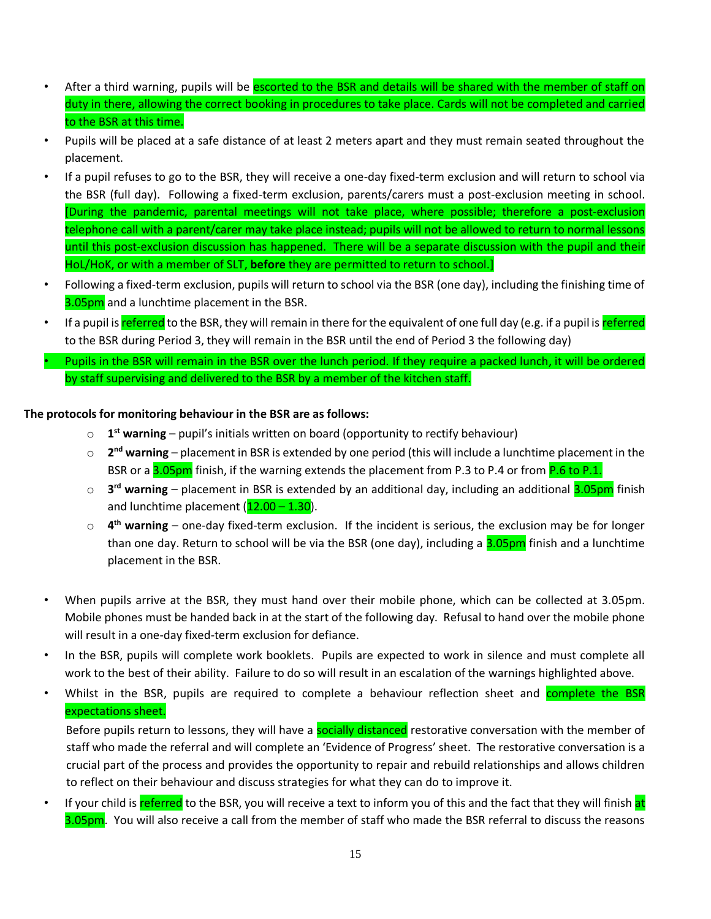- After a third warning, pupils will be escorted to the BSR and details will be shared with the member of staff on duty in there, allowing the correct booking in procedures to take place. Cards will not be completed and carried to the BSR at this time.
- Pupils will be placed at a safe distance of at least 2 meters apart and they must remain seated throughout the placement.
- If a pupil refuses to go to the BSR, they will receive a one-day fixed-term exclusion and will return to school via the BSR (full day). Following a fixed-term exclusion, parents/carers must a post-exclusion meeting in school. [During the pandemic, parental meetings will not take place, where possible; therefore a post-exclusion telephone call with a parent/carer may take place instead; pupils will not be allowed to return to normal lessons until this post-exclusion discussion has happened. There will be a separate discussion with the pupil and their HoL/HoK, or with a member of SLT, **before** they are permitted to return to school.]
- Following a fixed-term exclusion, pupils will return to school via the BSR (one day), including the finishing time of 3.05pm and a lunchtime placement in the BSR.
- If a pupil is referred to the BSR, they will remain in there for the equivalent of one full day (e.g. if a pupil is referred to the BSR during Period 3, they will remain in the BSR until the end of Period 3 the following day)
- Pupils in the BSR will remain in the BSR over the lunch period. If they require a packed lunch, it will be ordered by staff supervising and delivered to the BSR by a member of the kitchen staff.

**The protocols for monitoring behaviour in the BSR are as follows:**

- **1st warning** – pupil's initials written on board (opportunity to rectify behaviour)
- **2nd warning** – placement in BSR is extended by one period (this will include a lunchtime placement in the BSR or a 3.05pm finish, if the warning extends the placement from P.3 to P.4 or from P.6 to P.1.
- **3rd warning** – placement in BSR is extended by an additional day, including an additional 3.05pm finish and lunchtime placement (12.00 – 1.30).
- **4th warning** – one-day fixed-term exclusion. If the incident is serious, the exclusion may be for longer than one day. Return to school will be via the BSR (one day), including a 3.05pm finish and a lunchtime placement in the BSR.

- When pupils arrive at the BSR, they must hand over their mobile phone, which can be collected at 3.05pm. Mobile phones must be handed back in at the start of the following day. Refusal to hand over the mobile phone will result in a one-day fixed-term exclusion for defiance.
- In the BSR, pupils will complete work booklets. Pupils are expected to work in silence and must complete all work to the best of their ability. Failure to do so will result in an escalation of the warnings highlighted above.
- Whilst in the BSR, pupils are required to complete a behaviour reflection sheet and complete the BSR expectations sheet.

  Before pupils return to lessons, they will have a socially distanced restorative conversation with the member of staff who made the referral and will complete an 'Evidence of Progress' sheet. The restorative conversation is a crucial part of the process and provides the opportunity to repair and rebuild relationships and allows children to reflect on their behaviour and discuss strategies for what they can do to improve it.
- If your child is referred to the BSR, you will receive a text to inform you of this and the fact that they will finish at 3.05pm. You will also receive a call from the member of staff who made the BSR referral to discuss the reasons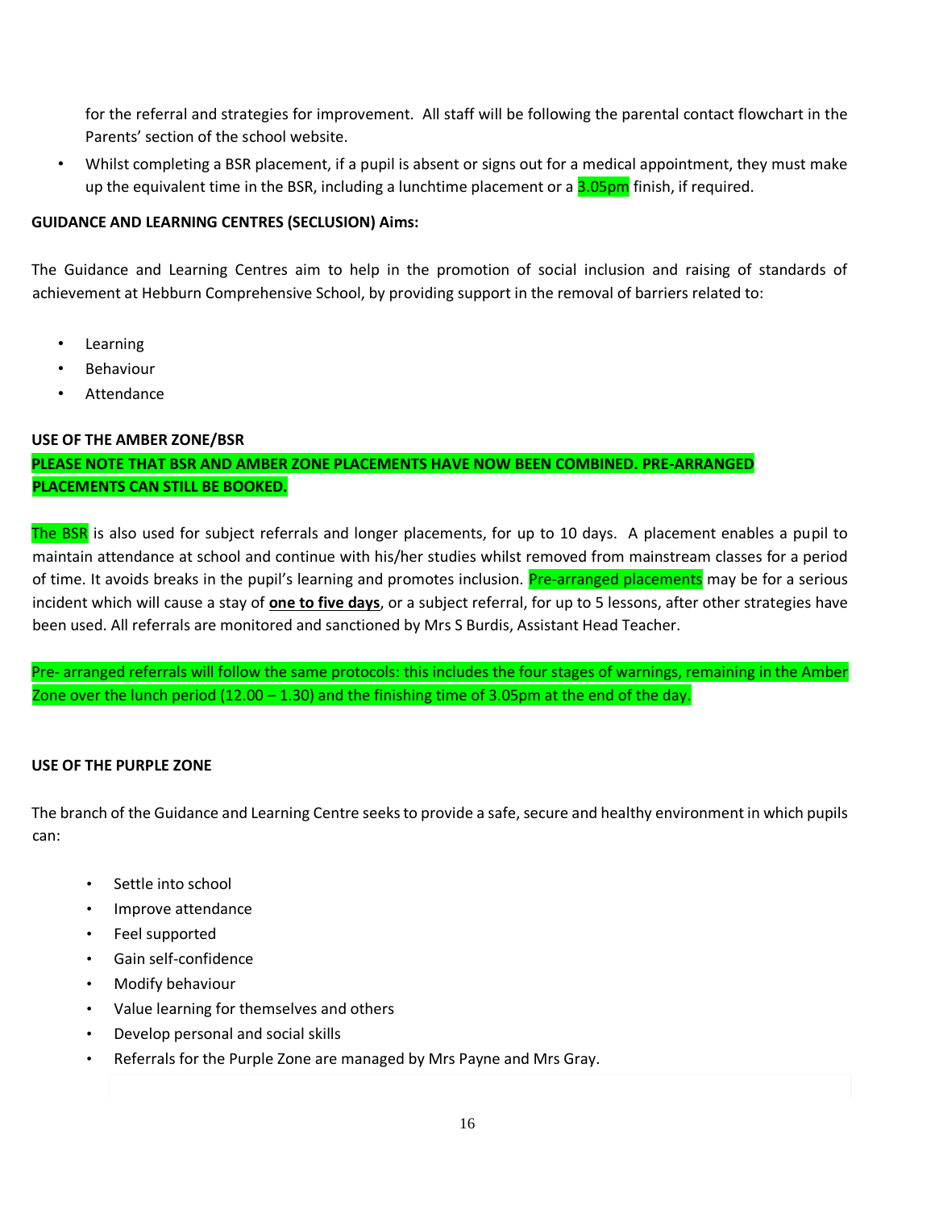for the referral and strategies for improvement. All staff will be following the parental contact flowchart in the Parents' section of the school website.

- Whilst completing a BSR placement, if a pupil is absent or signs out for a medical appointment, they must make up the equivalent time in the BSR, including a lunchtime placement or a 3.05pm finish, if required.

**GUIDANCE AND LEARNING CENTRES (SECLUSION) Aims:**

The Guidance and Learning Centres aim to help in the promotion of social inclusion and raising of standards of achievement at Hebburn Comprehensive School, by providing support in the removal of barriers related to:

- Learning
- Behaviour
- Attendance

**USE OF THE AMBER ZONE/BSR**

**PLEASE NOTE THAT BSR AND AMBER ZONE PLACEMENTS HAVE NOW BEEN COMBINED. PRE-ARRANGED PLACEMENTS CAN STILL BE BOOKED.**

The BSR is also used for subject referrals and longer placements, for up to 10 days. A placement enables a pupil to maintain attendance at school and continue with his/her studies whilst removed from mainstream classes for a period of time. It avoids breaks in the pupil's learning and promotes inclusion. Pre-arranged placements may be for a serious incident which will cause a stay of **one to five days**, or a subject referral, for up to 5 lessons, after other strategies have been used. All referrals are monitored and sanctioned by Mrs S Burdis, Assistant Head Teacher.

Pre- arranged referrals will follow the same protocols: this includes the four stages of warnings, remaining in the Amber Zone over the lunch period (12.00 – 1.30) and the finishing time of 3.05pm at the end of the day.

**USE OF THE PURPLE ZONE**

The branch of the Guidance and Learning Centre seeks to provide a safe, secure and healthy environment in which pupils can:

- Settle into school
- Improve attendance
- Feel supported
- Gain self-confidence
- Modify behaviour
- Value learning for themselves and others
- Develop personal and social skills
- Referrals for the Purple Zone are managed by Mrs Payne and Mrs Gray.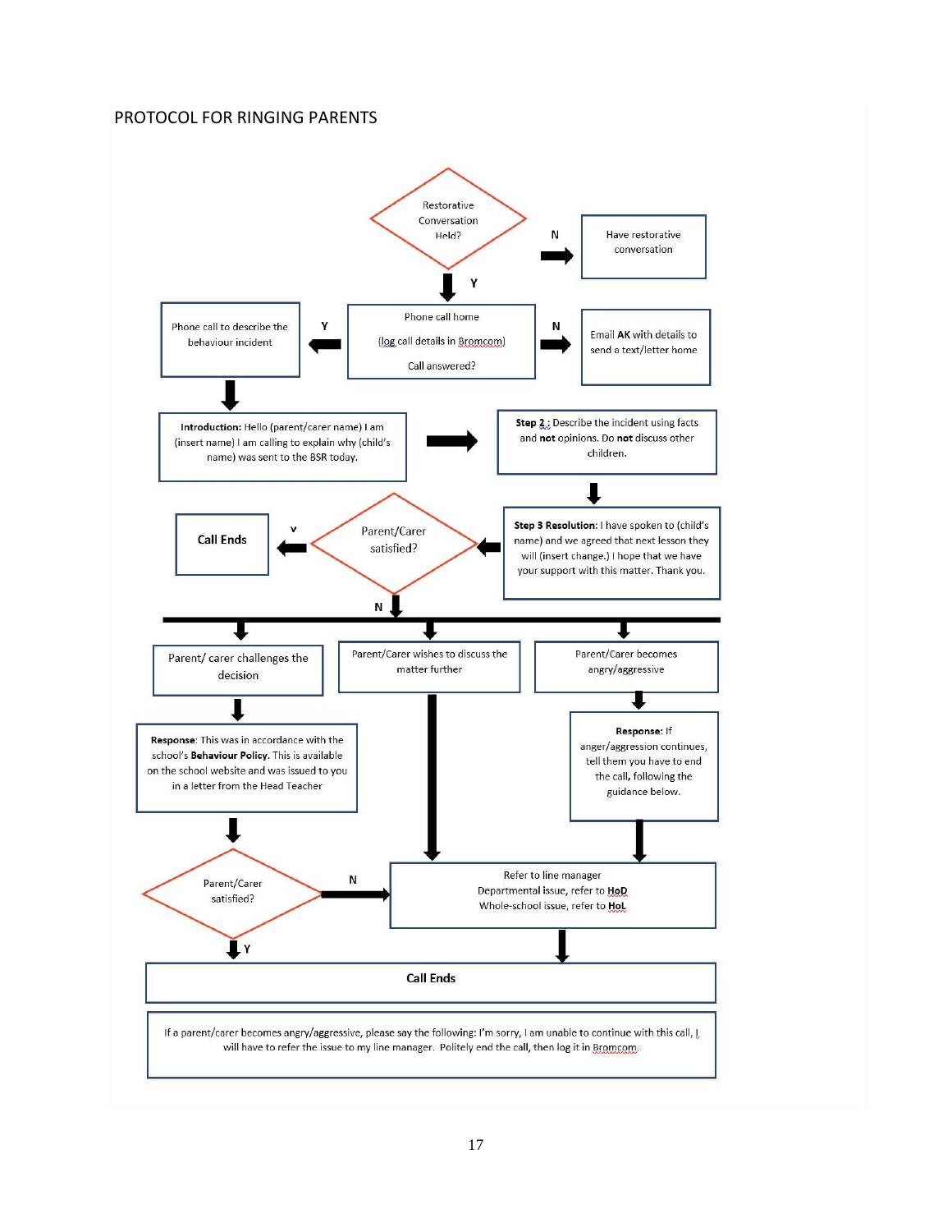PROTOCOL FOR RINGING PARENTS

Restorative Conversation Held?

N

Have restorative conversation

Y

Phone call home

(log call details in Bromcom)

Call answered?

N

Email **AK** with details to send a text/letter home

Y

Phone call to describe the behaviour incident

**Introduction:** Hello (parent/carer name) I am (insert name) I am calling to explain why (child's name) was sent to the BSR today.

**Step 2 :** Describe the incident using facts and **not** opinions. Do **not** discuss other children.

**Step 3 Resolution:** I have spoken to (child's name) and we agreed that next lesson they will (insert change.) I hope that we have your support with this matter. Thank you.

Parent/Carer satisfied?

Y

**Call Ends**

N

Parent/ carer challenges the decision

Parent/Carer wishes to discuss the matter further

Parent/Carer becomes angry/aggressive

**Response**: This was in accordance with the school's **Behaviour Policy.** This is available on the school website and was issued to you in a letter from the Head Teacher

**Response:** If anger/aggression continues, tell them you have to end the call, following the guidance below.

Parent/Carer satisfied?

N

Refer to line manager
Departmental issue, refer to HoD
Whole-school issue, refer to HoL

Y

**Call Ends**

If a parent/carer becomes angry/aggressive, please say the following: I'm sorry, I am unable to continue with this call, I will have to refer the issue to my line manager. Politely end the call, then log it in Bromcom.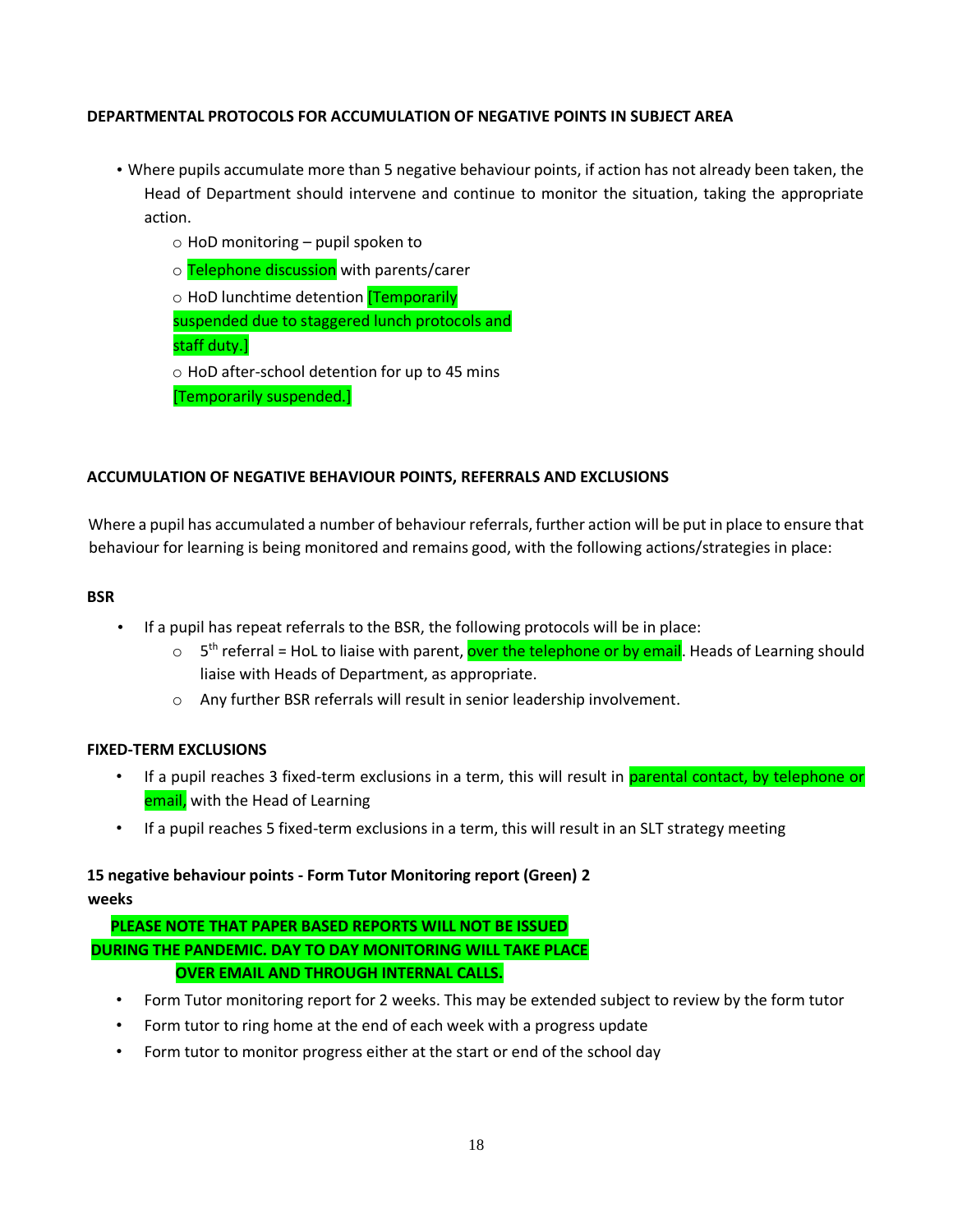**DEPARTMENTAL PROTOCOLS FOR ACCUMULATION OF NEGATIVE POINTS IN SUBJECT AREA**

- Where pupils accumulate more than 5 negative behaviour points, if action has not already been taken, the Head of Department should intervene and continue to monitor the situation, taking the appropriate action.
  - HoD monitoring – pupil spoken to
  - Telephone discussion with parents/carer
  - HoD lunchtime detention [Temporarily suspended due to staggered lunch protocols and staff duty.]
  - HoD after-school detention for up to 45 mins [Temporarily suspended.]

**ACCUMULATION OF NEGATIVE BEHAVIOUR POINTS, REFERRALS AND EXCLUSIONS**

Where a pupil has accumulated a number of behaviour referrals, further action will be put in place to ensure that behaviour for learning is being monitored and remains good, with the following actions/strategies in place:

**BSR**

- If a pupil has repeat referrals to the BSR, the following protocols will be in place:
  - 5th referral = HoL to liaise with parent, over the telephone or by email. Heads of Learning should liaise with Heads of Department, as appropriate.
  - Any further BSR referrals will result in senior leadership involvement.

**FIXED-TERM EXCLUSIONS**

- If a pupil reaches 3 fixed-term exclusions in a term, this will result in parental contact, by telephone or email, with the Head of Learning
- If a pupil reaches 5 fixed-term exclusions in a term, this will result in an SLT strategy meeting

**15 negative behaviour points - Form Tutor Monitoring report (Green) 2 weeks**

**PLEASE NOTE THAT PAPER BASED REPORTS WILL NOT BE ISSUED DURING THE PANDEMIC. DAY TO DAY MONITORING WILL TAKE PLACE OVER EMAIL AND THROUGH INTERNAL CALLS.**

- Form Tutor monitoring report for 2 weeks. This may be extended subject to review by the form tutor
- Form tutor to ring home at the end of each week with a progress update
- Form tutor to monitor progress either at the start or end of the school day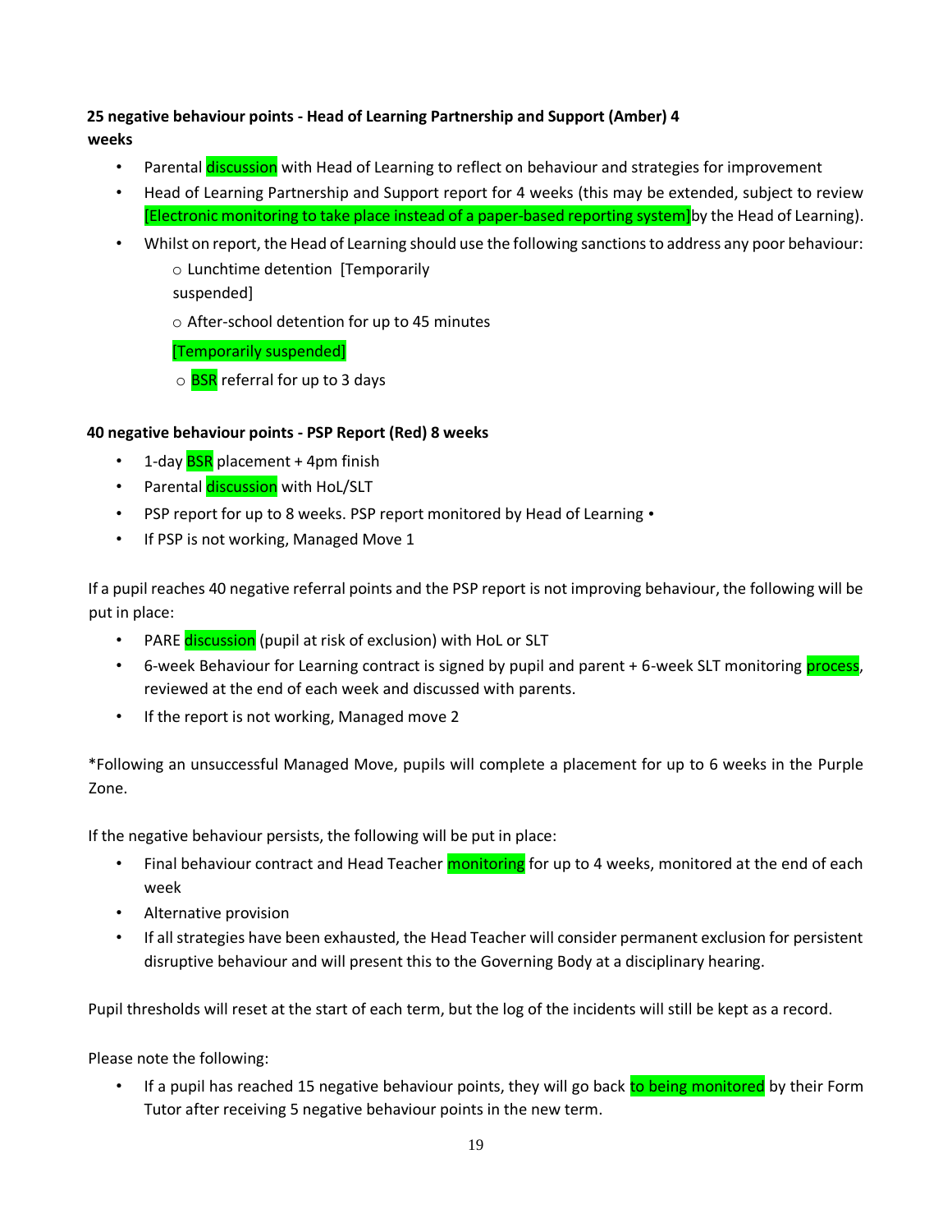**25 negative behaviour points - Head of Learning Partnership and Support (Amber) 4 weeks**

- Parental discussion with Head of Learning to reflect on behaviour and strategies for improvement
- Head of Learning Partnership and Support report for 4 weeks (this may be extended, subject to review [Electronic monitoring to take place instead of a paper-based reporting system] by the Head of Learning).
- Whilst on report, the Head of Learning should use the following sanctions to address any poor behaviour:
  - Lunchtime detention [Temporarily suspended]
  - After-school detention for up to 45 minutes [Temporarily suspended]
  - BSR referral for up to 3 days

**40 negative behaviour points - PSP Report (Red) 8 weeks**

- 1-day BSR placement + 4pm finish
- Parental discussion with HoL/SLT
- PSP report for up to 8 weeks. PSP report monitored by Head of Learning •
- If PSP is not working, Managed Move 1

If a pupil reaches 40 negative referral points and the PSP report is not improving behaviour, the following will be put in place:

- PARE discussion (pupil at risk of exclusion) with HoL or SLT
- 6-week Behaviour for Learning contract is signed by pupil and parent + 6-week SLT monitoring process, reviewed at the end of each week and discussed with parents.
- If the report is not working, Managed move 2

*Following an unsuccessful Managed Move, pupils will complete a placement for up to 6 weeks in the Purple Zone.

If the negative behaviour persists, the following will be put in place:

- Final behaviour contract and Head Teacher monitoring for up to 4 weeks, monitored at the end of each week
- Alternative provision
- If all strategies have been exhausted, the Head Teacher will consider permanent exclusion for persistent disruptive behaviour and will present this to the Governing Body at a disciplinary hearing.

Pupil thresholds will reset at the start of each term, but the log of the incidents will still be kept as a record.

Please note the following:

- If a pupil has reached 15 negative behaviour points, they will go back to being monitored by their Form Tutor after receiving 5 negative behaviour points in the new term.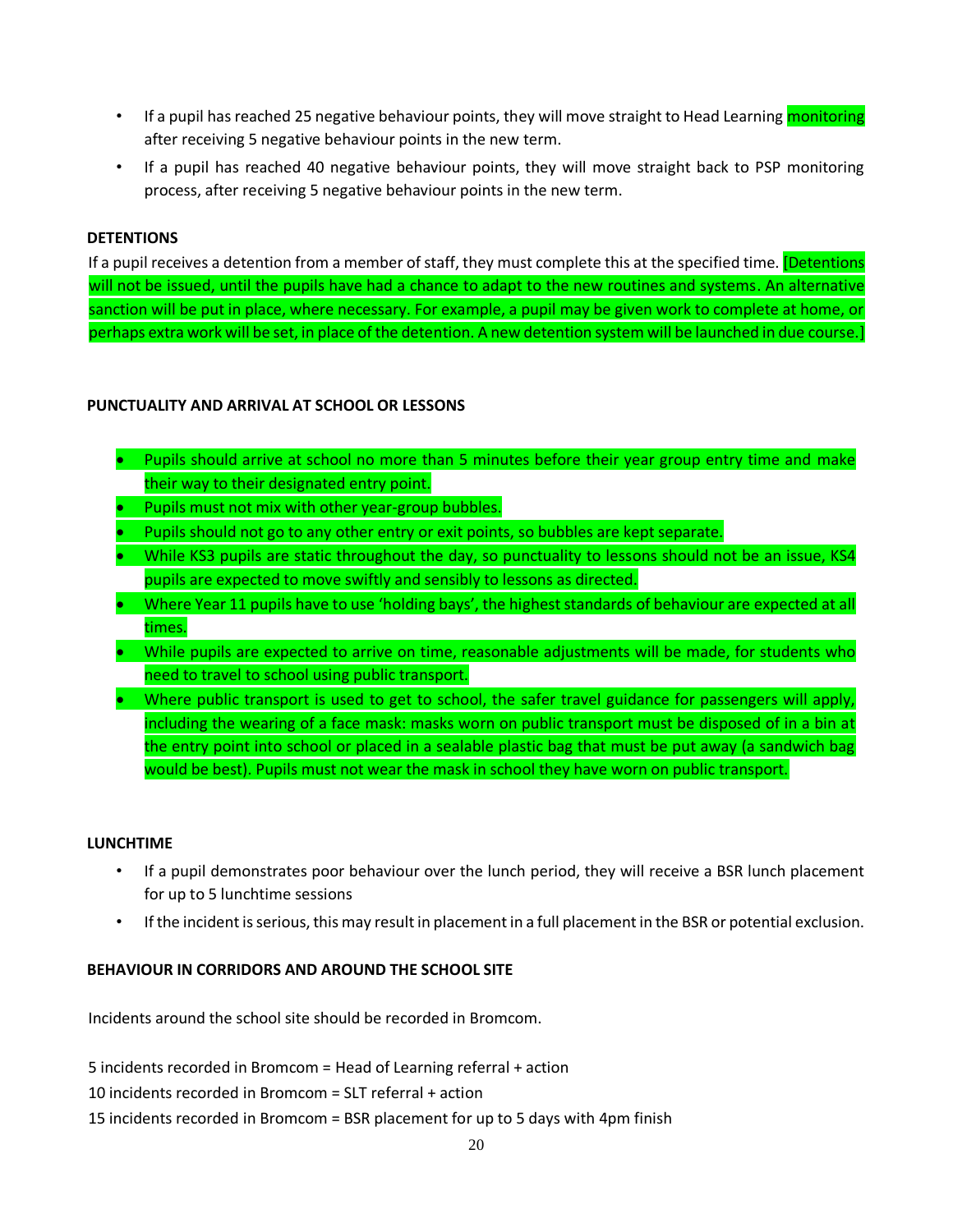- If a pupil has reached 25 negative behaviour points, they will move straight to Head Learning monitoring after receiving 5 negative behaviour points in the new term.
- If a pupil has reached 40 negative behaviour points, they will move straight back to PSP monitoring process, after receiving 5 negative behaviour points in the new term.

**DETENTIONS**

If a pupil receives a detention from a member of staff, they must complete this at the specified time. [Detentions will not be issued, until the pupils have had a chance to adapt to the new routines and systems. An alternative sanction will be put in place, where necessary. For example, a pupil may be given work to complete at home, or perhaps extra work will be set, in place of the detention. A new detention system will be launched in due course.]

**PUNCTUALITY AND ARRIVAL AT SCHOOL OR LESSONS**

- Pupils should arrive at school no more than 5 minutes before their year group entry time and make their way to their designated entry point.
- Pupils must not mix with other year-group bubbles.
- Pupils should not go to any other entry or exit points, so bubbles are kept separate.
- While KS3 pupils are static throughout the day, so punctuality to lessons should not be an issue, KS4 pupils are expected to move swiftly and sensibly to lessons as directed.
- Where Year 11 pupils have to use 'holding bays', the highest standards of behaviour are expected at all times.
- While pupils are expected to arrive on time, reasonable adjustments will be made, for students who need to travel to school using public transport.
- Where public transport is used to get to school, the safer travel guidance for passengers will apply, including the wearing of a face mask: masks worn on public transport must be disposed of in a bin at the entry point into school or placed in a sealable plastic bag that must be put away (a sandwich bag would be best). Pupils must not wear the mask in school they have worn on public transport.

**LUNCHTIME**

- If a pupil demonstrates poor behaviour over the lunch period, they will receive a BSR lunch placement for up to 5 lunchtime sessions
- If the incident is serious, this may result in placement in a full placement in the BSR or potential exclusion.

**BEHAVIOUR IN CORRIDORS AND AROUND THE SCHOOL SITE**

Incidents around the school site should be recorded in Bromcom.

5 incidents recorded in Bromcom = Head of Learning referral + action

10 incidents recorded in Bromcom = SLT referral + action

15 incidents recorded in Bromcom = BSR placement for up to 5 days with 4pm finish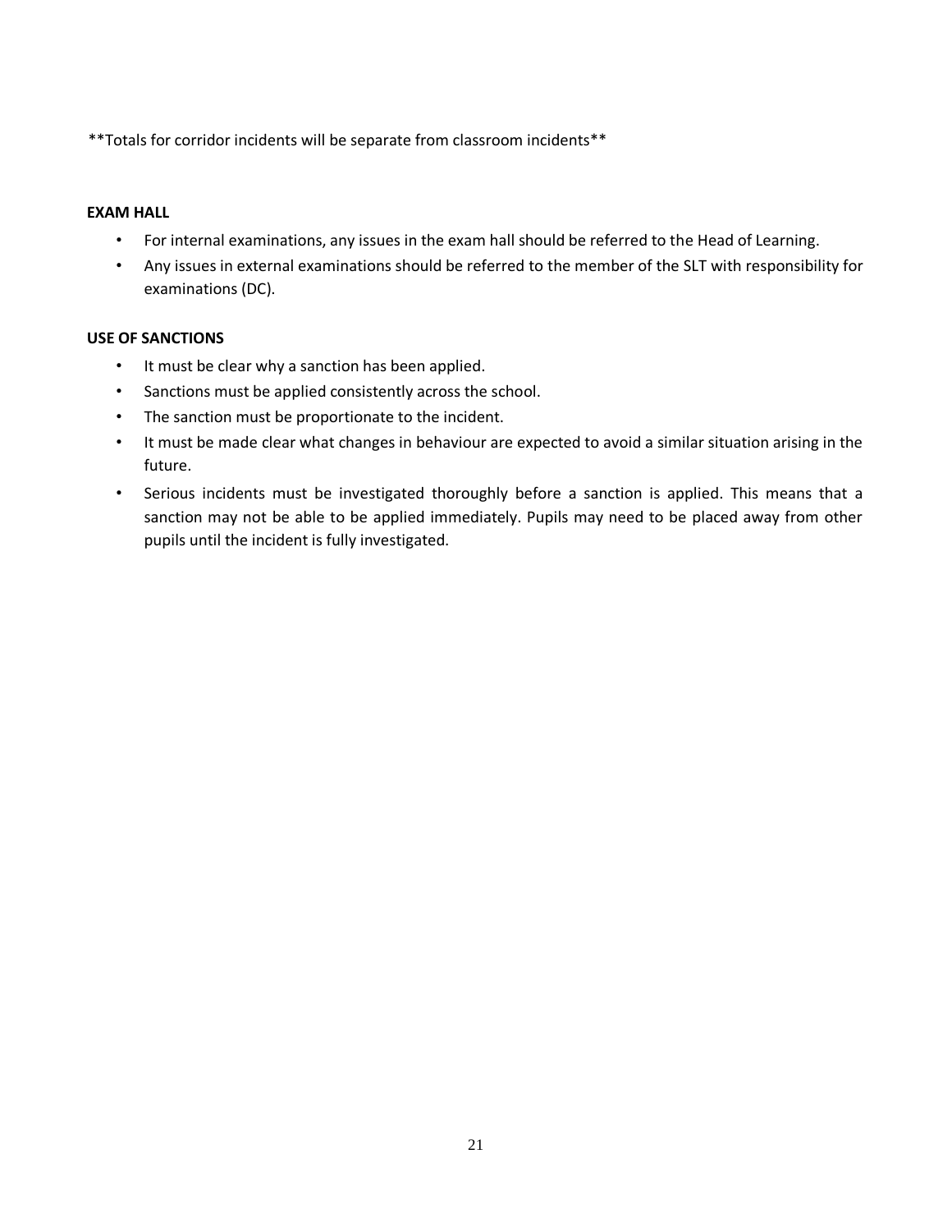**Totals for corridor incidents will be separate from classroom incidents**

**EXAM HALL**

- For internal examinations, any issues in the exam hall should be referred to the Head of Learning.
- Any issues in external examinations should be referred to the member of the SLT with responsibility for examinations (DC).

**USE OF SANCTIONS**

- It must be clear why a sanction has been applied.
- Sanctions must be applied consistently across the school.
- The sanction must be proportionate to the incident.
- It must be made clear what changes in behaviour are expected to avoid a similar situation arising in the future.
- Serious incidents must be investigated thoroughly before a sanction is applied. This means that a sanction may not be able to be applied immediately. Pupils may need to be placed away from other pupils until the incident is fully investigated.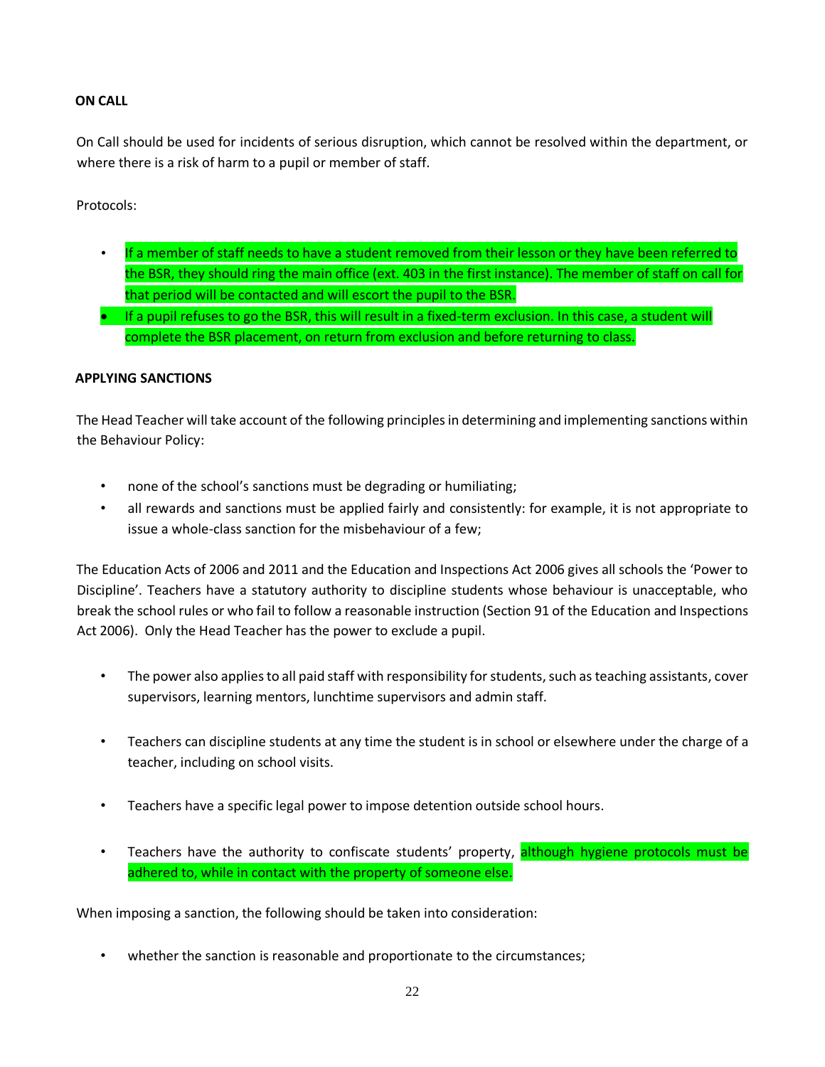**ON CALL**

On Call should be used for incidents of serious disruption, which cannot be resolved within the department, or where there is a risk of harm to a pupil or member of staff.

Protocols:

- If a member of staff needs to have a student removed from their lesson or they have been referred to the BSR, they should ring the main office (ext. 403 in the first instance). The member of staff on call for that period will be contacted and will escort the pupil to the BSR.
- If a pupil refuses to go the BSR, this will result in a fixed-term exclusion. In this case, a student will complete the BSR placement, on return from exclusion and before returning to class.

**APPLYING SANCTIONS**

The Head Teacher will take account of the following principles in determining and implementing sanctions within the Behaviour Policy:

- none of the school's sanctions must be degrading or humiliating;
- all rewards and sanctions must be applied fairly and consistently: for example, it is not appropriate to issue a whole-class sanction for the misbehaviour of a few;

The Education Acts of 2006 and 2011 and the Education and Inspections Act 2006 gives all schools the 'Power to Discipline'. Teachers have a statutory authority to discipline students whose behaviour is unacceptable, who break the school rules or who fail to follow a reasonable instruction (Section 91 of the Education and Inspections Act 2006). Only the Head Teacher has the power to exclude a pupil.

- The power also applies to all paid staff with responsibility for students, such as teaching assistants, cover supervisors, learning mentors, lunchtime supervisors and admin staff.

- Teachers can discipline students at any time the student is in school or elsewhere under the charge of a teacher, including on school visits.

- Teachers have a specific legal power to impose detention outside school hours.

- Teachers have the authority to confiscate students' property, although hygiene protocols must be adhered to, while in contact with the property of someone else.

When imposing a sanction, the following should be taken into consideration:

- whether the sanction is reasonable and proportionate to the circumstances;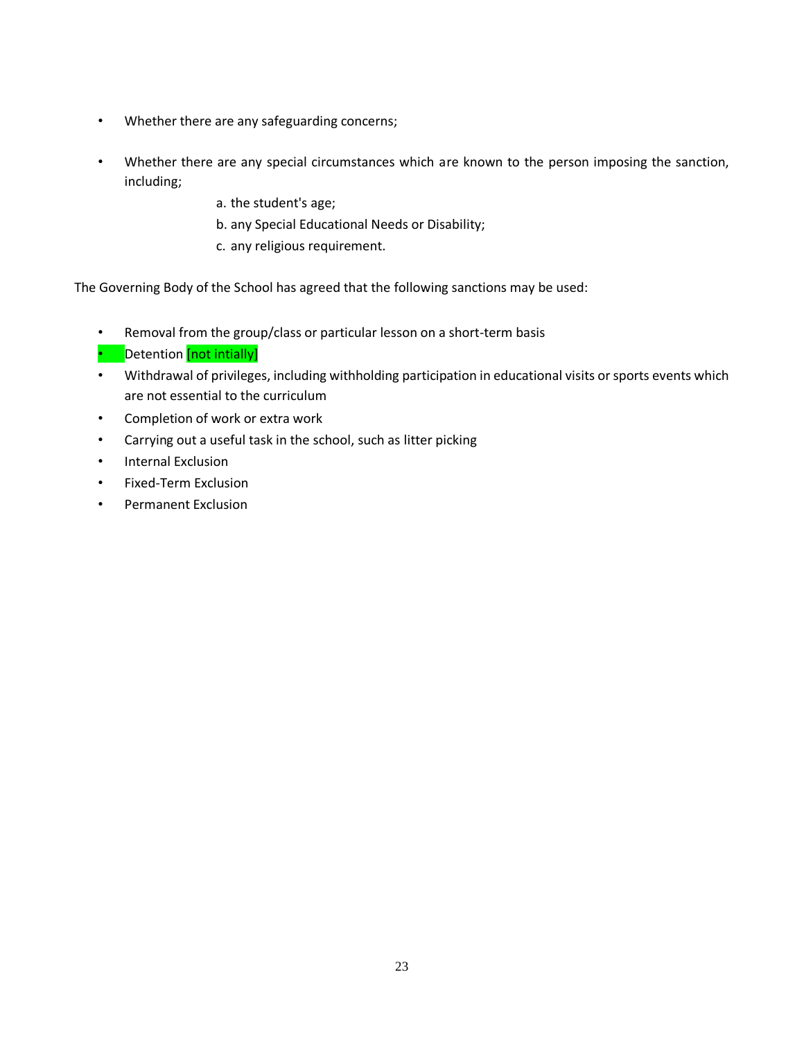- Whether there are any safeguarding concerns;

- Whether there are any special circumstances which are known to the person imposing the sanction, including;

  a. the student's age;
  b. any Special Educational Needs or Disability;
  c. any religious requirement.

The Governing Body of the School has agreed that the following sanctions may be used:

- Removal from the group/class or particular lesson on a short-term basis
- Detention [not intially]
- Withdrawal of privileges, including withholding participation in educational visits or sports events which are not essential to the curriculum
- Completion of work or extra work
- Carrying out a useful task in the school, such as litter picking
- Internal Exclusion
- Fixed-Term Exclusion
- Permanent Exclusion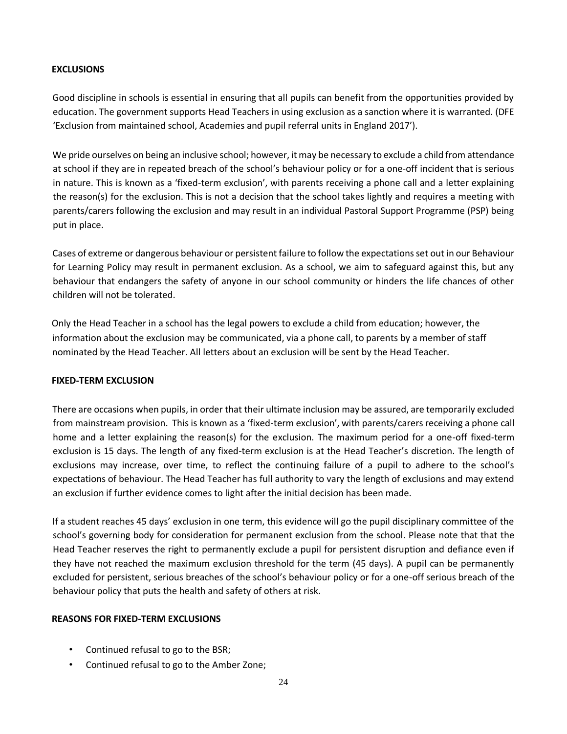**EXCLUSIONS**

Good discipline in schools is essential in ensuring that all pupils can benefit from the opportunities provided by education. The government supports Head Teachers in using exclusion as a sanction where it is warranted. (DFE 'Exclusion from maintained school, Academies and pupil referral units in England 2017').

We pride ourselves on being an inclusive school; however, it may be necessary to exclude a child from attendance at school if they are in repeated breach of the school's behaviour policy or for a one-off incident that is serious in nature. This is known as a 'fixed-term exclusion', with parents receiving a phone call and a letter explaining the reason(s) for the exclusion. This is not a decision that the school takes lightly and requires a meeting with parents/carers following the exclusion and may result in an individual Pastoral Support Programme (PSP) being put in place.

Cases of extreme or dangerous behaviour or persistent failure to follow the expectations set out in our Behaviour for Learning Policy may result in permanent exclusion. As a school, we aim to safeguard against this, but any behaviour that endangers the safety of anyone in our school community or hinders the life chances of other children will not be tolerated.

Only the Head Teacher in a school has the legal powers to exclude a child from education; however, the information about the exclusion may be communicated, via a phone call, to parents by a member of staff nominated by the Head Teacher. All letters about an exclusion will be sent by the Head Teacher.

**FIXED-TERM EXCLUSION**

There are occasions when pupils, in order that their ultimate inclusion may be assured, are temporarily excluded from mainstream provision. This is known as a 'fixed-term exclusion', with parents/carers receiving a phone call home and a letter explaining the reason(s) for the exclusion. The maximum period for a one-off fixed-term exclusion is 15 days. The length of any fixed-term exclusion is at the Head Teacher's discretion. The length of exclusions may increase, over time, to reflect the continuing failure of a pupil to adhere to the school's expectations of behaviour. The Head Teacher has full authority to vary the length of exclusions and may extend an exclusion if further evidence comes to light after the initial decision has been made.

If a student reaches 45 days' exclusion in one term, this evidence will go the pupil disciplinary committee of the school's governing body for consideration for permanent exclusion from the school. Please note that that the Head Teacher reserves the right to permanently exclude a pupil for persistent disruption and defiance even if they have not reached the maximum exclusion threshold for the term (45 days). A pupil can be permanently excluded for persistent, serious breaches of the school's behaviour policy or for a one-off serious breach of the behaviour policy that puts the health and safety of others at risk.

**REASONS FOR FIXED-TERM EXCLUSIONS**

- Continued refusal to go to the BSR;
- Continued refusal to go to the Amber Zone;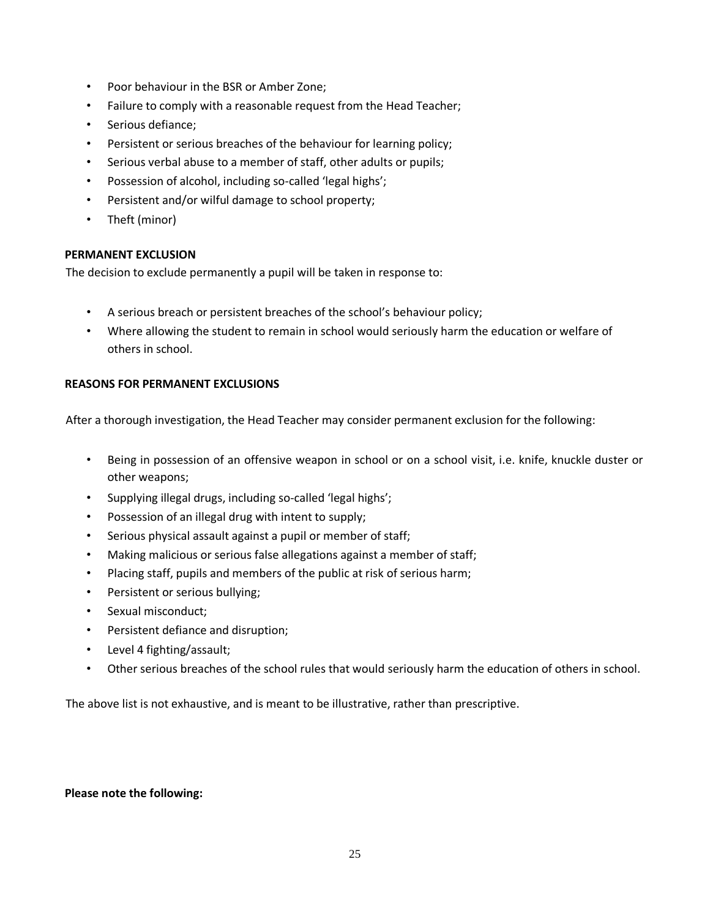- Poor behaviour in the BSR or Amber Zone;
- Failure to comply with a reasonable request from the Head Teacher;
- Serious defiance;
- Persistent or serious breaches of the behaviour for learning policy;
- Serious verbal abuse to a member of staff, other adults or pupils;
- Possession of alcohol, including so-called 'legal highs';
- Persistent and/or wilful damage to school property;
- Theft (minor)

**PERMANENT EXCLUSION**

The decision to exclude permanently a pupil will be taken in response to:

- A serious breach or persistent breaches of the school's behaviour policy;
- Where allowing the student to remain in school would seriously harm the education or welfare of others in school.

**REASONS FOR PERMANENT EXCLUSIONS**

After a thorough investigation, the Head Teacher may consider permanent exclusion for the following:

- Being in possession of an offensive weapon in school or on a school visit, i.e. knife, knuckle duster or other weapons;
- Supplying illegal drugs, including so-called 'legal highs';
- Possession of an illegal drug with intent to supply;
- Serious physical assault against a pupil or member of staff;
- Making malicious or serious false allegations against a member of staff;
- Placing staff, pupils and members of the public at risk of serious harm;
- Persistent or serious bullying;
- Sexual misconduct;
- Persistent defiance and disruption;
- Level 4 fighting/assault;
- Other serious breaches of the school rules that would seriously harm the education of others in school.

The above list is not exhaustive, and is meant to be illustrative, rather than prescriptive.

**Please note the following:**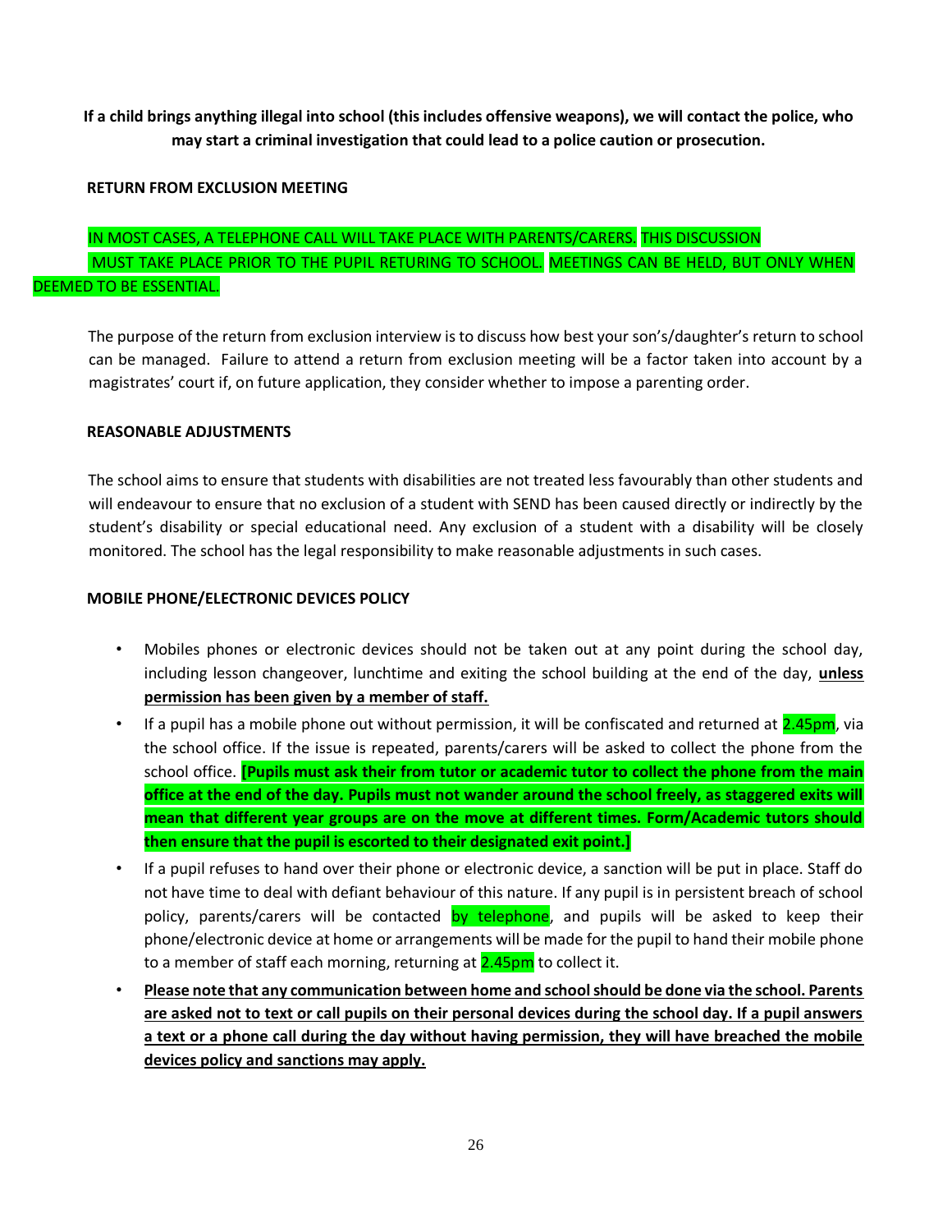**If a child brings anything illegal into school (this includes offensive weapons), we will contact the police, who may start a criminal investigation that could lead to a police caution or prosecution.**

**RETURN FROM EXCLUSION MEETING**

IN MOST CASES, A TELEPHONE CALL WILL TAKE PLACE WITH PARENTS/CARERS. THIS DISCUSSION MUST TAKE PLACE PRIOR TO THE PUPIL RETURING TO SCHOOL. MEETINGS CAN BE HELD, BUT ONLY WHEN DEEMED TO BE ESSENTIAL.

The purpose of the return from exclusion interview is to discuss how best your son's/daughter's return to school can be managed. Failure to attend a return from exclusion meeting will be a factor taken into account by a magistrates' court if, on future application, they consider whether to impose a parenting order.

**REASONABLE ADJUSTMENTS**

The school aims to ensure that students with disabilities are not treated less favourably than other students and will endeavour to ensure that no exclusion of a student with SEND has been caused directly or indirectly by the student's disability or special educational need. Any exclusion of a student with a disability will be closely monitored. The school has the legal responsibility to make reasonable adjustments in such cases.

**MOBILE PHONE/ELECTRONIC DEVICES POLICY**

- Mobiles phones or electronic devices should not be taken out at any point during the school day, including lesson changeover, lunchtime and exiting the school building at the end of the day, **unless permission has been given by a member of staff.**
- If a pupil has a mobile phone out without permission, it will be confiscated and returned at 2.45pm, via the school office. If the issue is repeated, parents/carers will be asked to collect the phone from the school office. **[Pupils must ask their from tutor or academic tutor to collect the phone from the main office at the end of the day. Pupils must not wander around the school freely, as staggered exits will mean that different year groups are on the move at different times. Form/Academic tutors should then ensure that the pupil is escorted to their designated exit point.]**
- If a pupil refuses to hand over their phone or electronic device, a sanction will be put in place. Staff do not have time to deal with defiant behaviour of this nature. If any pupil is in persistent breach of school policy, parents/carers will be contacted by telephone, and pupils will be asked to keep their phone/electronic device at home or arrangements will be made for the pupil to hand their mobile phone to a member of staff each morning, returning at 2.45pm to collect it.
- **Please note that any communication between home and school should be done via the school. Parents are asked not to text or call pupils on their personal devices during the school day. If a pupil answers a text or a phone call during the day without having permission, they will have breached the mobile devices policy and sanctions may apply.**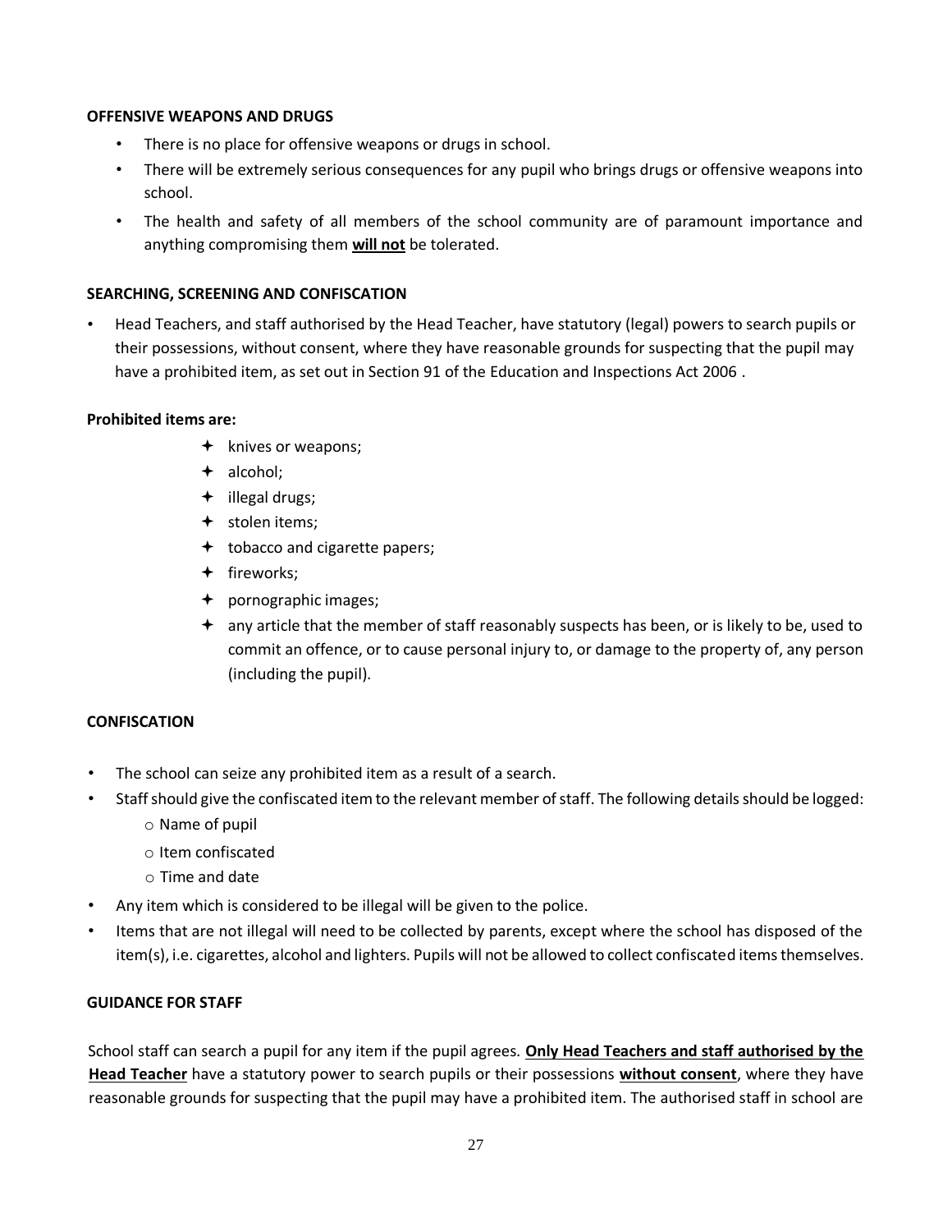**OFFENSIVE WEAPONS AND DRUGS**

- There is no place for offensive weapons or drugs in school.
- There will be extremely serious consequences for any pupil who brings drugs or offensive weapons into school.
- The health and safety of all members of the school community are of paramount importance and anything compromising them **will not** be tolerated.

**SEARCHING, SCREENING AND CONFISCATION**

- Head Teachers, and staff authorised by the Head Teacher, have statutory (legal) powers to search pupils or their possessions, without consent, where they have reasonable grounds for suspecting that the pupil may have a prohibited item, as set out in Section 91 of the Education and Inspections Act 2006 .

**Prohibited items are:**

- knives or weapons;
- alcohol;
- illegal drugs;
- stolen items;
- tobacco and cigarette papers;
- fireworks;
- pornographic images;
- any article that the member of staff reasonably suspects has been, or is likely to be, used to commit an offence, or to cause personal injury to, or damage to the property of, any person (including the pupil).

**CONFISCATION**

- The school can seize any prohibited item as a result of a search.
- Staff should give the confiscated item to the relevant member of staff. The following details should be logged:
  - Name of pupil
  - Item confiscated
  - Time and date
- Any item which is considered to be illegal will be given to the police.
- Items that are not illegal will need to be collected by parents, except where the school has disposed of the item(s), i.e. cigarettes, alcohol and lighters. Pupils will not be allowed to collect confiscated items themselves.

**GUIDANCE FOR STAFF**

School staff can search a pupil for any item if the pupil agrees. **Only Head Teachers and staff authorised by the Head Teacher** have a statutory power to search pupils or their possessions **without consent**, where they have reasonable grounds for suspecting that the pupil may have a prohibited item. The authorised staff in school are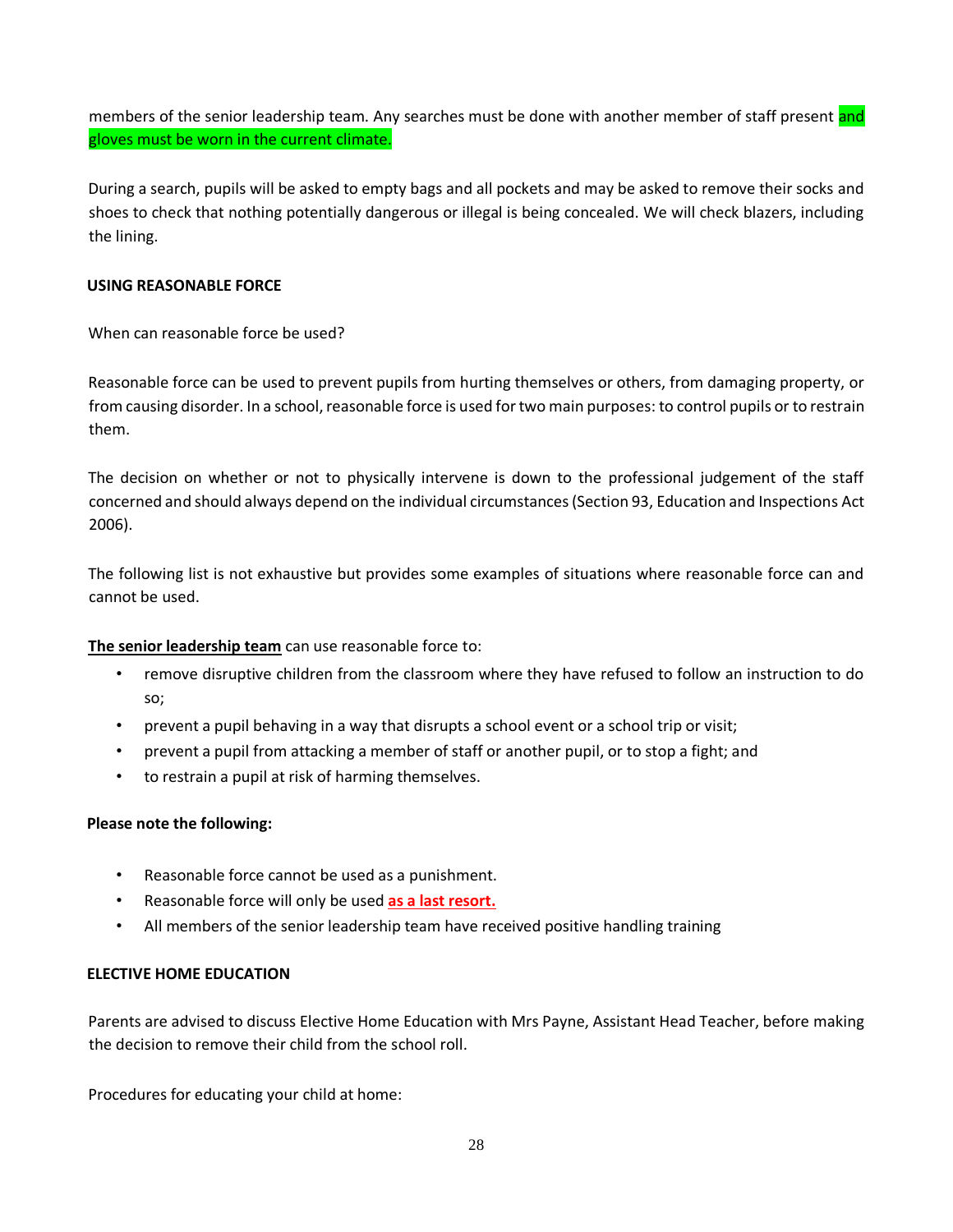members of the senior leadership team. Any searches must be done with another member of staff present and gloves must be worn in the current climate.

During a search, pupils will be asked to empty bags and all pockets and may be asked to remove their socks and shoes to check that nothing potentially dangerous or illegal is being concealed. We will check blazers, including the lining.

**USING REASONABLE FORCE**

When can reasonable force be used?

Reasonable force can be used to prevent pupils from hurting themselves or others, from damaging property, or from causing disorder. In a school, reasonable force is used for two main purposes: to control pupils or to restrain them.

The decision on whether or not to physically intervene is down to the professional judgement of the staff concerned and should always depend on the individual circumstances (Section 93, Education and Inspections Act 2006).

The following list is not exhaustive but provides some examples of situations where reasonable force can and cannot be used.

**The senior leadership team** can use reasonable force to:

- remove disruptive children from the classroom where they have refused to follow an instruction to do so;
- prevent a pupil behaving in a way that disrupts a school event or a school trip or visit;
- prevent a pupil from attacking a member of staff or another pupil, or to stop a fight; and
- to restrain a pupil at risk of harming themselves.

**Please note the following:**

- Reasonable force cannot be used as a punishment.
- Reasonable force will only be used **as a last resort.**
- All members of the senior leadership team have received positive handling training

**ELECTIVE HOME EDUCATION**

Parents are advised to discuss Elective Home Education with Mrs Payne, Assistant Head Teacher, before making the decision to remove their child from the school roll.

Procedures for educating your child at home: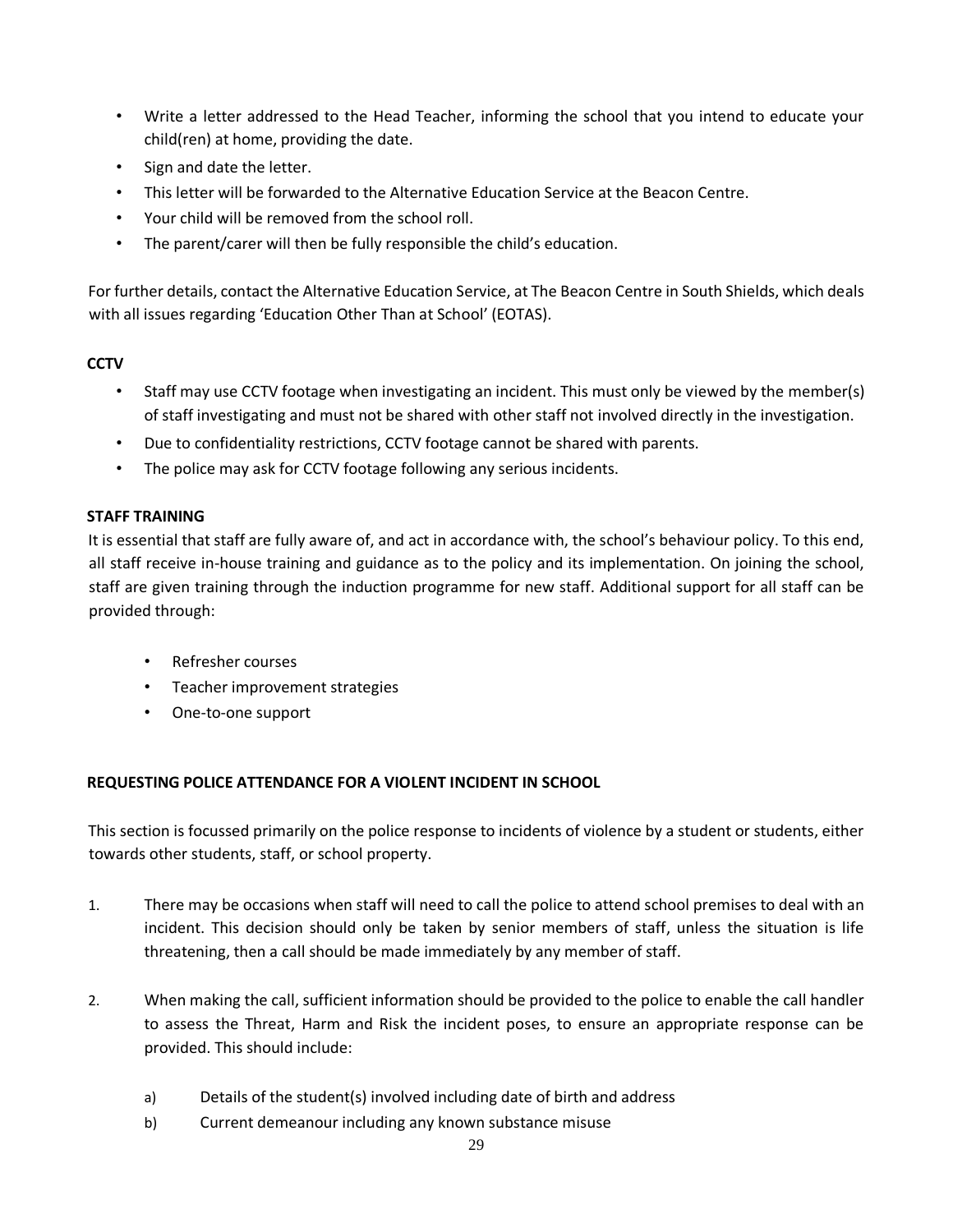- Write a letter addressed to the Head Teacher, informing the school that you intend to educate your child(ren) at home, providing the date.
- Sign and date the letter.
- This letter will be forwarded to the Alternative Education Service at the Beacon Centre.
- Your child will be removed from the school roll.
- The parent/carer will then be fully responsible the child's education.

For further details, contact the Alternative Education Service, at The Beacon Centre in South Shields, which deals with all issues regarding 'Education Other Than at School' (EOTAS).

**CCTV**

- Staff may use CCTV footage when investigating an incident. This must only be viewed by the member(s) of staff investigating and must not be shared with other staff not involved directly in the investigation.
- Due to confidentiality restrictions, CCTV footage cannot be shared with parents.
- The police may ask for CCTV footage following any serious incidents.

**STAFF TRAINING**

It is essential that staff are fully aware of, and act in accordance with, the school's behaviour policy. To this end, all staff receive in-house training and guidance as to the policy and its implementation. On joining the school, staff are given training through the induction programme for new staff. Additional support for all staff can be provided through:

- Refresher courses
- Teacher improvement strategies
- One-to-one support

**REQUESTING POLICE ATTENDANCE FOR A VIOLENT INCIDENT IN SCHOOL**

This section is focussed primarily on the police response to incidents of violence by a student or students, either towards other students, staff, or school property.

1. There may be occasions when staff will need to call the police to attend school premises to deal with an incident. This decision should only be taken by senior members of staff, unless the situation is life threatening, then a call should be made immediately by any member of staff.

2. When making the call, sufficient information should be provided to the police to enable the call handler to assess the Threat, Harm and Risk the incident poses, to ensure an appropriate response can be provided. This should include:

    a) Details of the student(s) involved including date of birth and address
    b) Current demeanour including any known substance misuse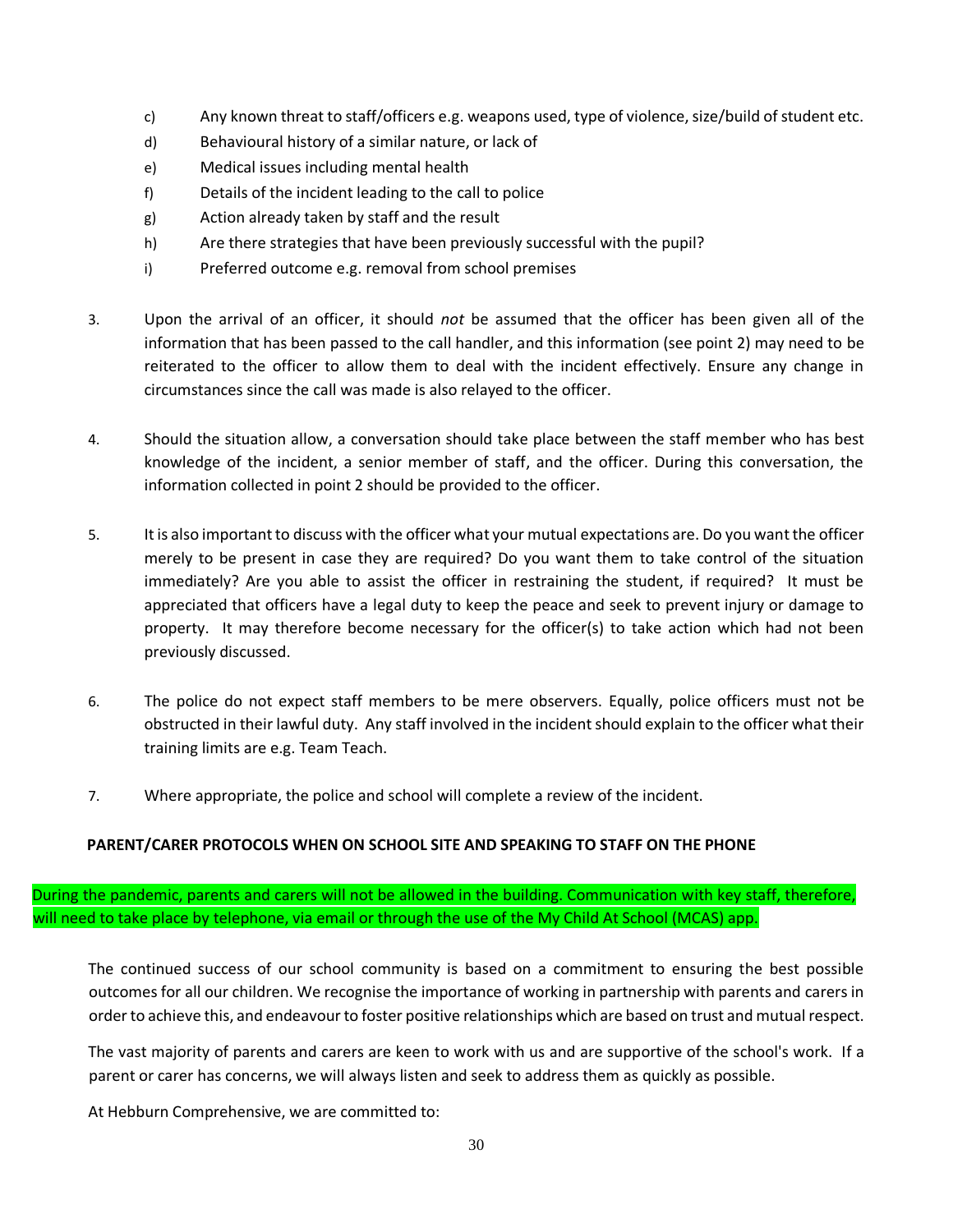c) Any known threat to staff/officers e.g. weapons used, type of violence, size/build of student etc.

d) Behavioural history of a similar nature, or lack of

e) Medical issues including mental health

f) Details of the incident leading to the call to police

g) Action already taken by staff and the result

h) Are there strategies that have been previously successful with the pupil?

i) Preferred outcome e.g. removal from school premises

3. Upon the arrival of an officer, it should *not* be assumed that the officer has been given all of the information that has been passed to the call handler, and this information (see point 2) may need to be reiterated to the officer to allow them to deal with the incident effectively. Ensure any change in circumstances since the call was made is also relayed to the officer.

4. Should the situation allow, a conversation should take place between the staff member who has best knowledge of the incident, a senior member of staff, and the officer. During this conversation, the information collected in point 2 should be provided to the officer.

5. It is also important to discuss with the officer what your mutual expectations are. Do you want the officer merely to be present in case they are required? Do you want them to take control of the situation immediately? Are you able to assist the officer in restraining the student, if required? It must be appreciated that officers have a legal duty to keep the peace and seek to prevent injury or damage to property. It may therefore become necessary for the officer(s) to take action which had not been previously discussed.

6. The police do not expect staff members to be mere observers. Equally, police officers must not be obstructed in their lawful duty. Any staff involved in the incident should explain to the officer what their training limits are e.g. Team Teach.

7. Where appropriate, the police and school will complete a review of the incident.

**PARENT/CARER PROTOCOLS WHEN ON SCHOOL SITE AND SPEAKING TO STAFF ON THE PHONE**

During the pandemic, parents and carers will not be allowed in the building. Communication with key staff, therefore, will need to take place by telephone, via email or through the use of the My Child At School (MCAS) app.

The continued success of our school community is based on a commitment to ensuring the best possible outcomes for all our children. We recognise the importance of working in partnership with parents and carers in order to achieve this, and endeavour to foster positive relationships which are based on trust and mutual respect.

The vast majority of parents and carers are keen to work with us and are supportive of the school's work. If a parent or carer has concerns, we will always listen and seek to address them as quickly as possible.

At Hebburn Comprehensive, we are committed to: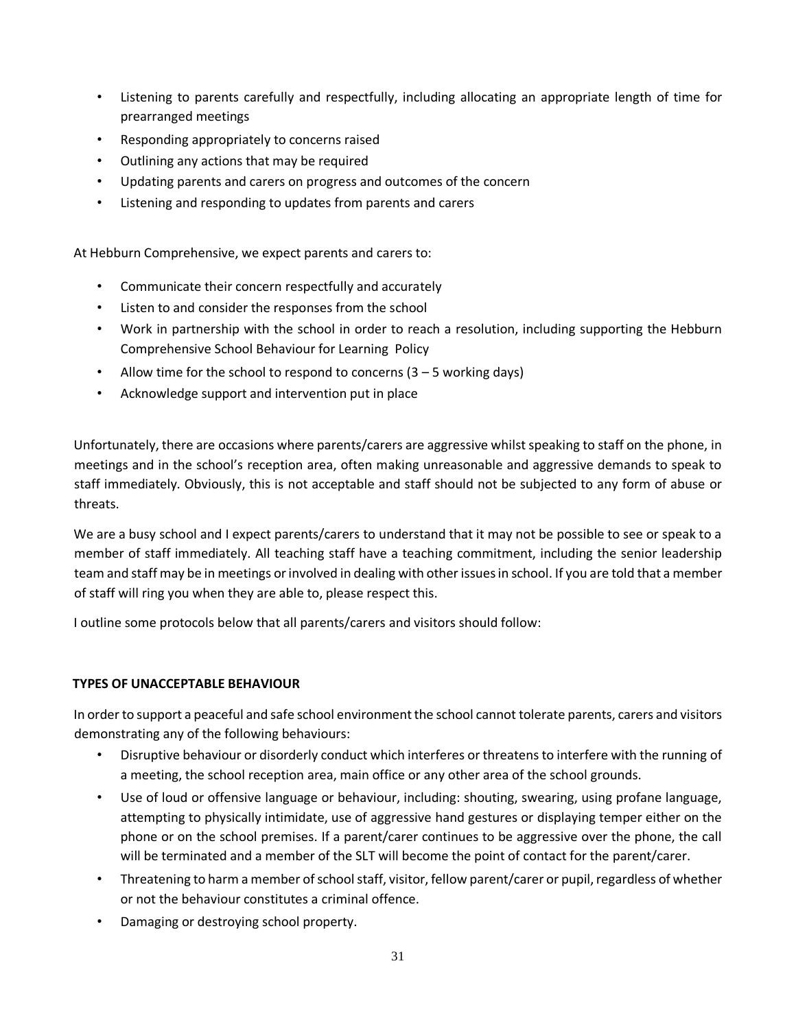- Listening to parents carefully and respectfully, including allocating an appropriate length of time for prearranged meetings
- Responding appropriately to concerns raised
- Outlining any actions that may be required
- Updating parents and carers on progress and outcomes of the concern
- Listening and responding to updates from parents and carers

At Hebburn Comprehensive, we expect parents and carers to:

- Communicate their concern respectfully and accurately
- Listen to and consider the responses from the school
- Work in partnership with the school in order to reach a resolution, including supporting the Hebburn Comprehensive School Behaviour for Learning Policy
- Allow time for the school to respond to concerns (3 – 5 working days)
- Acknowledge support and intervention put in place

Unfortunately, there are occasions where parents/carers are aggressive whilst speaking to staff on the phone, in meetings and in the school's reception area, often making unreasonable and aggressive demands to speak to staff immediately. Obviously, this is not acceptable and staff should not be subjected to any form of abuse or threats.

We are a busy school and I expect parents/carers to understand that it may not be possible to see or speak to a member of staff immediately. All teaching staff have a teaching commitment, including the senior leadership team and staff may be in meetings or involved in dealing with other issues in school. If you are told that a member of staff will ring you when they are able to, please respect this.

I outline some protocols below that all parents/carers and visitors should follow:

**TYPES OF UNACCEPTABLE BEHAVIOUR**

In order to support a peaceful and safe school environment the school cannot tolerate parents, carers and visitors demonstrating any of the following behaviours:

- Disruptive behaviour or disorderly conduct which interferes or threatens to interfere with the running of a meeting, the school reception area, main office or any other area of the school grounds.
- Use of loud or offensive language or behaviour, including: shouting, swearing, using profane language, attempting to physically intimidate, use of aggressive hand gestures or displaying temper either on the phone or on the school premises. If a parent/carer continues to be aggressive over the phone, the call will be terminated and a member of the SLT will become the point of contact for the parent/carer.
- Threatening to harm a member of school staff, visitor, fellow parent/carer or pupil, regardless of whether or not the behaviour constitutes a criminal offence.
- Damaging or destroying school property.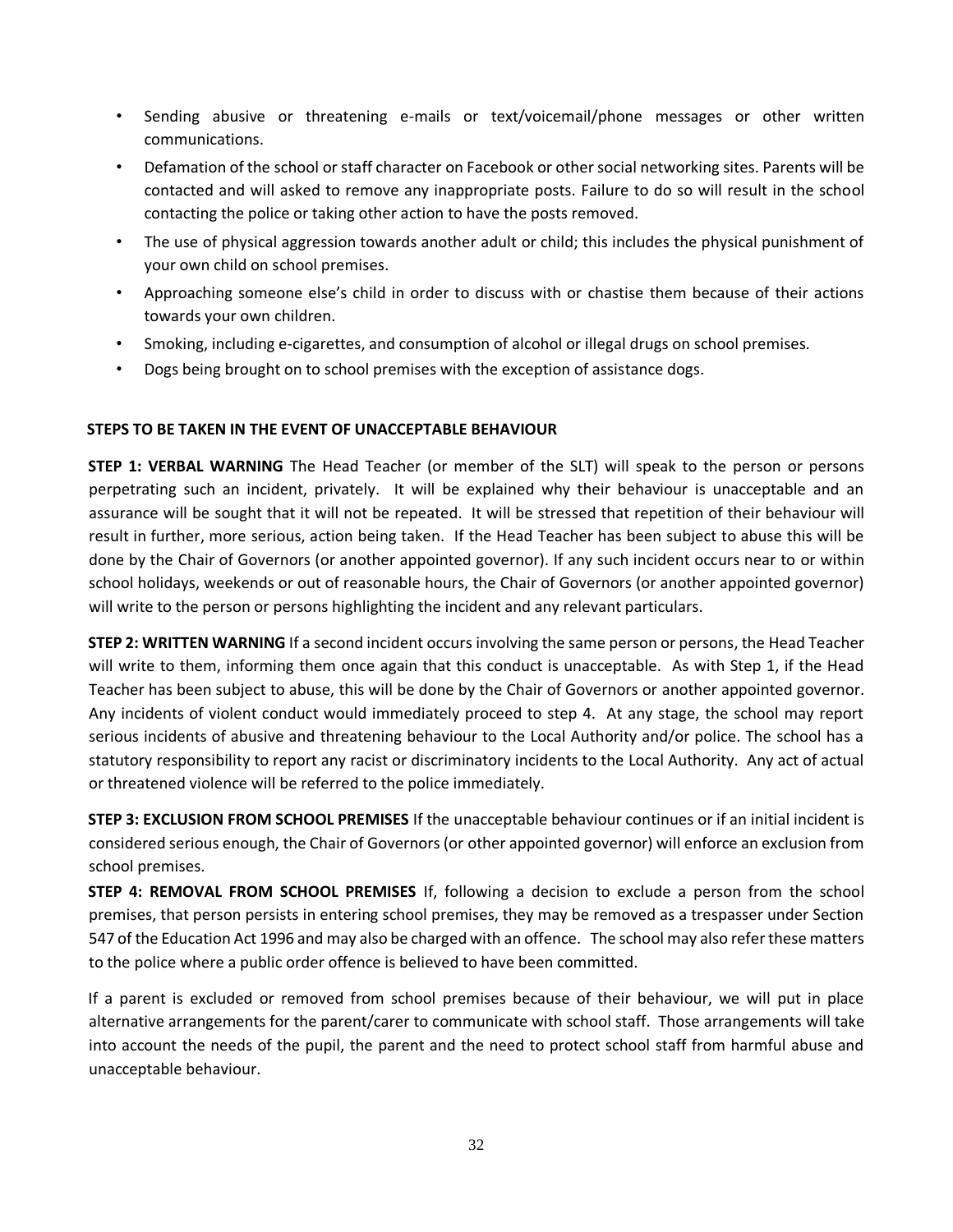- Sending abusive or threatening e-mails or text/voicemail/phone messages or other written communications.
- Defamation of the school or staff character on Facebook or other social networking sites. Parents will be contacted and will asked to remove any inappropriate posts. Failure to do so will result in the school contacting the police or taking other action to have the posts removed.
- The use of physical aggression towards another adult or child; this includes the physical punishment of your own child on school premises.
- Approaching someone else's child in order to discuss with or chastise them because of their actions towards your own children.
- Smoking, including e-cigarettes, and consumption of alcohol or illegal drugs on school premises.
- Dogs being brought on to school premises with the exception of assistance dogs.

**STEPS TO BE TAKEN IN THE EVENT OF UNACCEPTABLE BEHAVIOUR**

**STEP 1: VERBAL WARNING** The Head Teacher (or member of the SLT) will speak to the person or persons perpetrating such an incident, privately. It will be explained why their behaviour is unacceptable and an assurance will be sought that it will not be repeated. It will be stressed that repetition of their behaviour will result in further, more serious, action being taken. If the Head Teacher has been subject to abuse this will be done by the Chair of Governors (or another appointed governor). If any such incident occurs near to or within school holidays, weekends or out of reasonable hours, the Chair of Governors (or another appointed governor) will write to the person or persons highlighting the incident and any relevant particulars.

**STEP 2: WRITTEN WARNING** If a second incident occurs involving the same person or persons, the Head Teacher will write to them, informing them once again that this conduct is unacceptable. As with Step 1, if the Head Teacher has been subject to abuse, this will be done by the Chair of Governors or another appointed governor. Any incidents of violent conduct would immediately proceed to step 4. At any stage, the school may report serious incidents of abusive and threatening behaviour to the Local Authority and/or police. The school has a statutory responsibility to report any racist or discriminatory incidents to the Local Authority. Any act of actual or threatened violence will be referred to the police immediately.

**STEP 3: EXCLUSION FROM SCHOOL PREMISES** If the unacceptable behaviour continues or if an initial incident is considered serious enough, the Chair of Governors (or other appointed governor) will enforce an exclusion from school premises.

**STEP 4: REMOVAL FROM SCHOOL PREMISES** If, following a decision to exclude a person from the school premises, that person persists in entering school premises, they may be removed as a trespasser under Section 547 of the Education Act 1996 and may also be charged with an offence. The school may also refer these matters to the police where a public order offence is believed to have been committed.

If a parent is excluded or removed from school premises because of their behaviour, we will put in place alternative arrangements for the parent/carer to communicate with school staff. Those arrangements will take into account the needs of the pupil, the parent and the need to protect school staff from harmful abuse and unacceptable behaviour.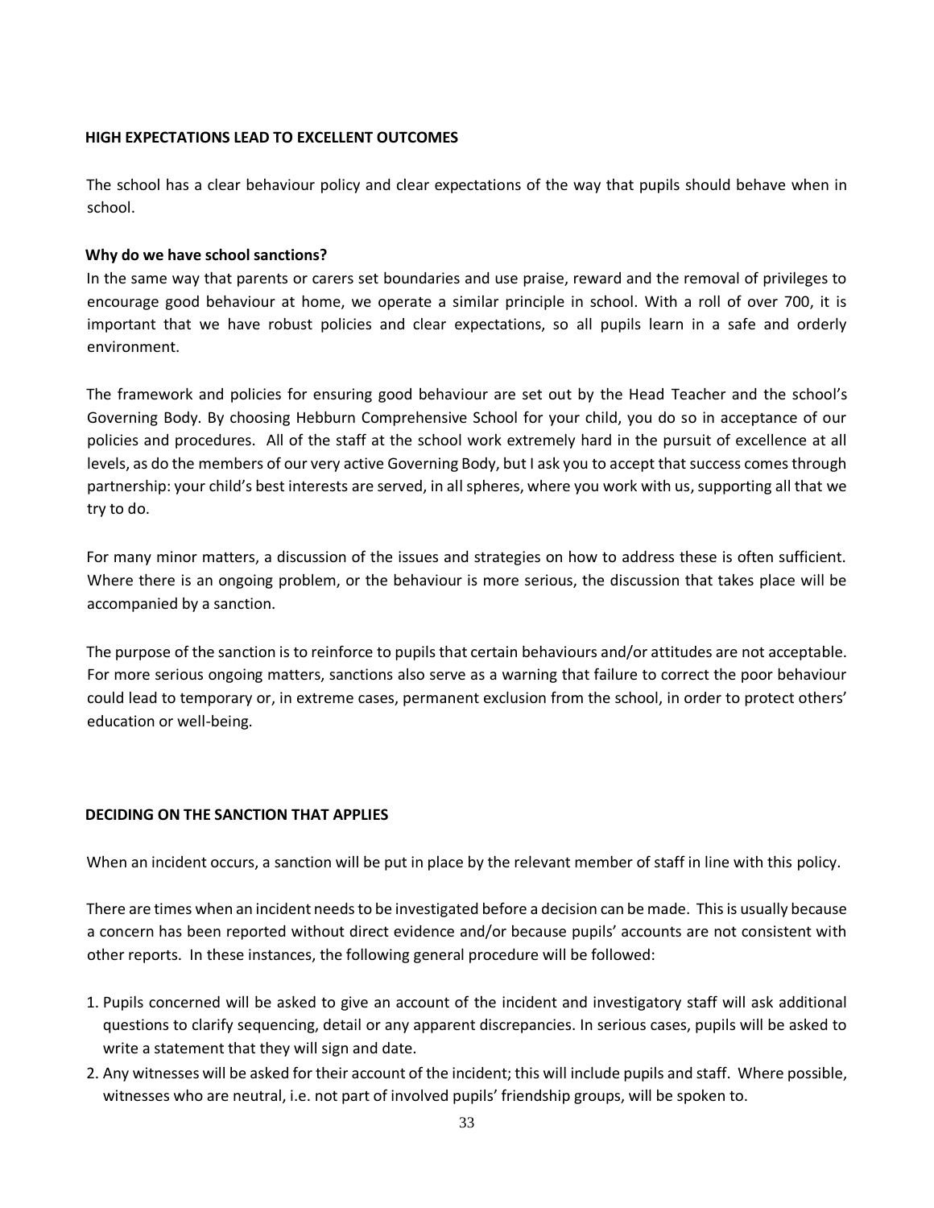## HIGH EXPECTATIONS LEAD TO EXCELLENT OUTCOMES

The school has a clear behaviour policy and clear expectations of the way that pupils should behave when in school.

### Why do we have school sanctions?

In the same way that parents or carers set boundaries and use praise, reward and the removal of privileges to encourage good behaviour at home, we operate a similar principle in school. With a roll of over 700, it is important that we have robust policies and clear expectations, so all pupils learn in a safe and orderly environment.

The framework and policies for ensuring good behaviour are set out by the Head Teacher and the school's Governing Body. By choosing Hebburn Comprehensive School for your child, you do so in acceptance of our policies and procedures. All of the staff at the school work extremely hard in the pursuit of excellence at all levels, as do the members of our very active Governing Body, but I ask you to accept that success comes through partnership: your child's best interests are served, in all spheres, where you work with us, supporting all that we try to do.

For many minor matters, a discussion of the issues and strategies on how to address these is often sufficient. Where there is an ongoing problem, or the behaviour is more serious, the discussion that takes place will be accompanied by a sanction.

The purpose of the sanction is to reinforce to pupils that certain behaviours and/or attitudes are not acceptable. For more serious ongoing matters, sanctions also serve as a warning that failure to correct the poor behaviour could lead to temporary or, in extreme cases, permanent exclusion from the school, in order to protect others' education or well-being.

## DECIDING ON THE SANCTION THAT APPLIES

When an incident occurs, a sanction will be put in place by the relevant member of staff in line with this policy.

There are times when an incident needs to be investigated before a decision can be made. This is usually because a concern has been reported without direct evidence and/or because pupils' accounts are not consistent with other reports. In these instances, the following general procedure will be followed:

1. Pupils concerned will be asked to give an account of the incident and investigatory staff will ask additional questions to clarify sequencing, detail or any apparent discrepancies. In serious cases, pupils will be asked to write a statement that they will sign and date.
2. Any witnesses will be asked for their account of the incident; this will include pupils and staff. Where possible, witnesses who are neutral, i.e. not part of involved pupils' friendship groups, will be spoken to.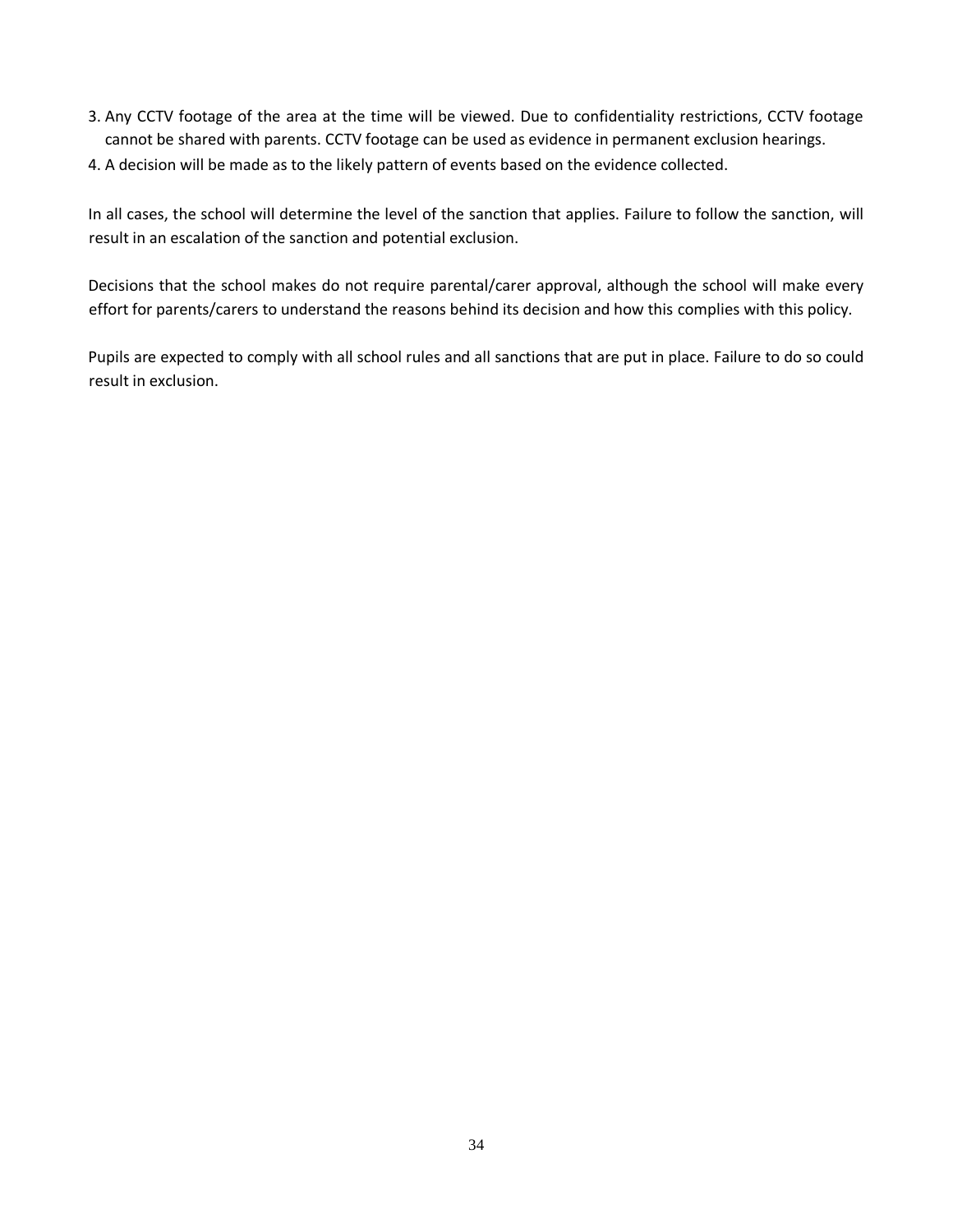3. Any CCTV footage of the area at the time will be viewed. Due to confidentiality restrictions, CCTV footage cannot be shared with parents. CCTV footage can be used as evidence in permanent exclusion hearings.
4. A decision will be made as to the likely pattern of events based on the evidence collected.

In all cases, the school will determine the level of the sanction that applies. Failure to follow the sanction, will result in an escalation of the sanction and potential exclusion.

Decisions that the school makes do not require parental/carer approval, although the school will make every effort for parents/carers to understand the reasons behind its decision and how this complies with this policy.

Pupils are expected to comply with all school rules and all sanctions that are put in place. Failure to do so could result in exclusion.